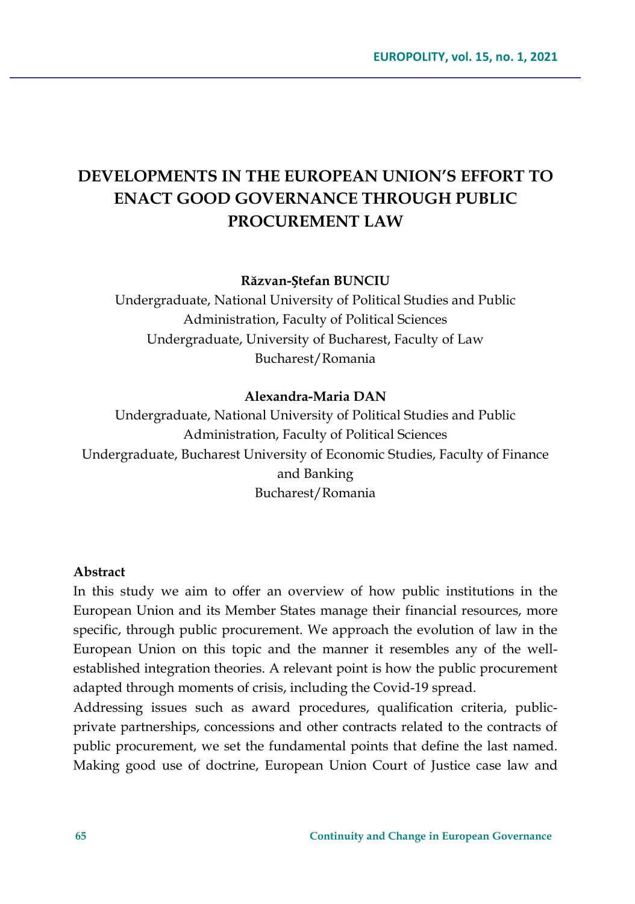# DEVELOPMENTS IN THE EUROPEAN UNION'S EFFORT TO ENACT GOOD GOVERNANCE THROUGH PUBLIC PROCUREMENT LAW

**Răzvan-Ştefan BUNCIU**

Undergraduate, National University of Political Studies and Public Administration, Faculty of Political Sciences
Undergraduate, University of Bucharest, Faculty of Law
Bucharest/Romania

**Alexandra-Maria DAN**

Undergraduate, National University of Political Studies and Public Administration, Faculty of Political Sciences
Undergraduate, Bucharest University of Economic Studies, Faculty of Finance and Banking
Bucharest/Romania

**Abstract**

In this study we aim to offer an overview of how public institutions in the European Union and its Member States manage their financial resources, more specific, through public procurement. We approach the evolution of law in the European Union on this topic and the manner it resembles any of the well-established integration theories. A relevant point is how the public procurement adapted through moments of crisis, including the Covid-19 spread.

Addressing issues such as award procedures, qualification criteria, public-private partnerships, concessions and other contracts related to the contracts of public procurement, we set the fundamental points that define the last named. Making good use of doctrine, European Union Court of Justice case law and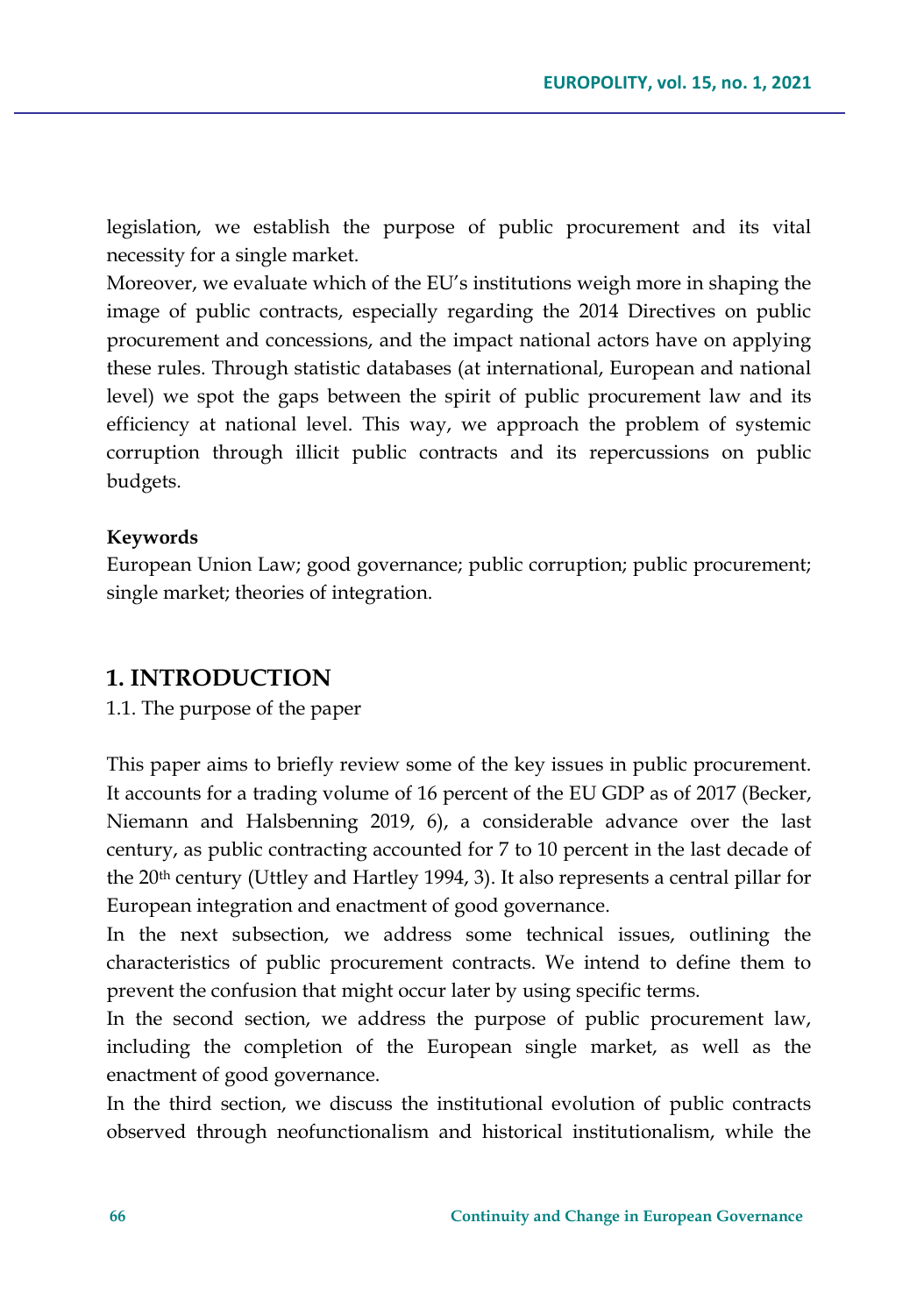legislation, we establish the purpose of public procurement and its vital necessity for a single market.

Moreover, we evaluate which of the EU's institutions weigh more in shaping the image of public contracts, especially regarding the 2014 Directives on public procurement and concessions, and the impact national actors have on applying these rules. Through statistic databases (at international, European and national level) we spot the gaps between the spirit of public procurement law and its efficiency at national level. This way, we approach the problem of systemic corruption through illicit public contracts and its repercussions on public budgets.

**Keywords**

European Union Law; good governance; public corruption; public procurement; single market; theories of integration.

## 1. INTRODUCTION

1.1. The purpose of the paper

This paper aims to briefly review some of the key issues in public procurement. It accounts for a trading volume of 16 percent of the EU GDP as of 2017 (Becker, Niemann and Halsbenning 2019, 6), a considerable advance over the last century, as public contracting accounted for 7 to 10 percent in the last decade of the 20th century (Uttley and Hartley 1994, 3). It also represents a central pillar for European integration and enactment of good governance.

In the next subsection, we address some technical issues, outlining the characteristics of public procurement contracts. We intend to define them to prevent the confusion that might occur later by using specific terms.

In the second section, we address the purpose of public procurement law, including the completion of the European single market, as well as the enactment of good governance.

In the third section, we discuss the institutional evolution of public contracts observed through neofunctionalism and historical institutionalism, while the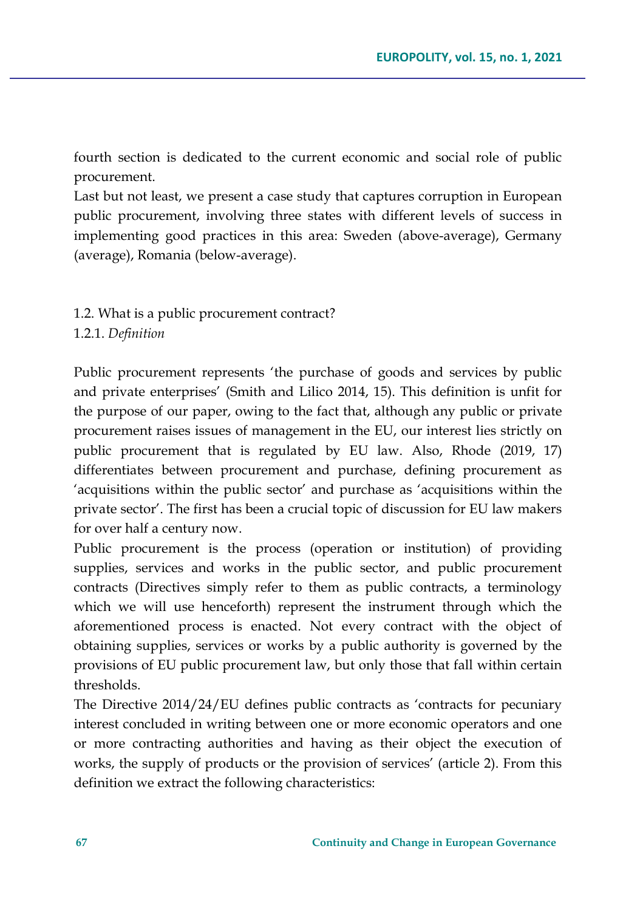fourth section is dedicated to the current economic and social role of public procurement.

Last but not least, we present a case study that captures corruption in European public procurement, involving three states with different levels of success in implementing good practices in this area: Sweden (above-average), Germany (average), Romania (below-average).

### 1.2. What is a public procurement contract?

#### 1.2.1. *Definition*

Public procurement represents 'the purchase of goods and services by public and private enterprises' (Smith and Lilico 2014, 15). This definition is unfit for the purpose of our paper, owing to the fact that, although any public or private procurement raises issues of management in the EU, our interest lies strictly on public procurement that is regulated by EU law. Also, Rhode (2019, 17) differentiates between procurement and purchase, defining procurement as 'acquisitions within the public sector' and purchase as 'acquisitions within the private sector'. The first has been a crucial topic of discussion for EU law makers for over half a century now.

Public procurement is the process (operation or institution) of providing supplies, services and works in the public sector, and public procurement contracts (Directives simply refer to them as public contracts, a terminology which we will use henceforth) represent the instrument through which the aforementioned process is enacted. Not every contract with the object of obtaining supplies, services or works by a public authority is governed by the provisions of EU public procurement law, but only those that fall within certain thresholds.

The Directive 2014/24/EU defines public contracts as 'contracts for pecuniary interest concluded in writing between one or more economic operators and one or more contracting authorities and having as their object the execution of works, the supply of products or the provision of services' (article 2). From this definition we extract the following characteristics: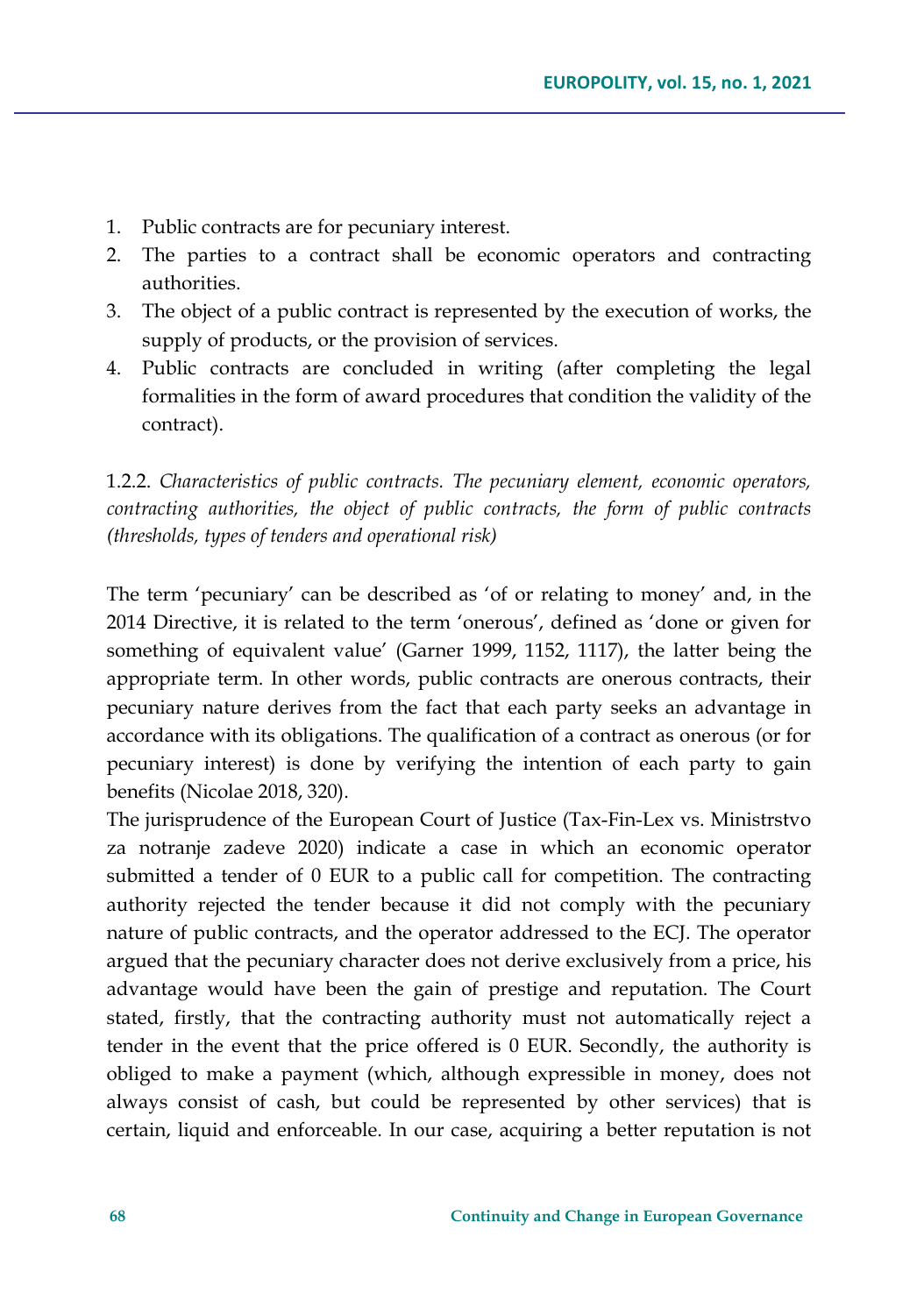1. Public contracts are for pecuniary interest.
2. The parties to a contract shall be economic operators and contracting authorities.
3. The object of a public contract is represented by the execution of works, the supply of products, or the provision of services.
4. Public contracts are concluded in writing (after completing the legal formalities in the form of award procedures that condition the validity of the contract).

1.2.2. *Characteristics of public contracts. The pecuniary element, economic operators, contracting authorities, the object of public contracts, the form of public contracts (thresholds, types of tenders and operational risk)*

The term 'pecuniary' can be described as 'of or relating to money' and, in the 2014 Directive, it is related to the term 'onerous', defined as 'done or given for something of equivalent value' (Garner 1999, 1152, 1117), the latter being the appropriate term. In other words, public contracts are onerous contracts, their pecuniary nature derives from the fact that each party seeks an advantage in accordance with its obligations. The qualification of a contract as onerous (or for pecuniary interest) is done by verifying the intention of each party to gain benefits (Nicolae 2018, 320).

The jurisprudence of the European Court of Justice (Tax-Fin-Lex vs. Ministrstvo za notranje zadeve 2020) indicate a case in which an economic operator submitted a tender of 0 EUR to a public call for competition. The contracting authority rejected the tender because it did not comply with the pecuniary nature of public contracts, and the operator addressed to the ECJ. The operator argued that the pecuniary character does not derive exclusively from a price, his advantage would have been the gain of prestige and reputation. The Court stated, firstly, that the contracting authority must not automatically reject a tender in the event that the price offered is 0 EUR. Secondly, the authority is obliged to make a payment (which, although expressible in money, does not always consist of cash, but could be represented by other services) that is certain, liquid and enforceable. In our case, acquiring a better reputation is not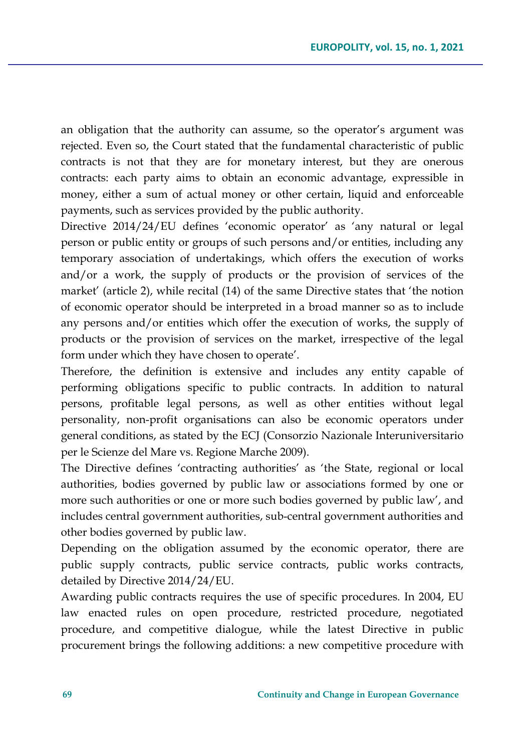an obligation that the authority can assume, so the operator's argument was rejected. Even so, the Court stated that the fundamental characteristic of public contracts is not that they are for monetary interest, but they are onerous contracts: each party aims to obtain an economic advantage, expressible in money, either a sum of actual money or other certain, liquid and enforceable payments, such as services provided by the public authority.

Directive 2014/24/EU defines 'economic operator' as 'any natural or legal person or public entity or groups of such persons and/or entities, including any temporary association of undertakings, which offers the execution of works and/or a work, the supply of products or the provision of services of the market' (article 2), while recital (14) of the same Directive states that 'the notion of economic operator should be interpreted in a broad manner so as to include any persons and/or entities which offer the execution of works, the supply of products or the provision of services on the market, irrespective of the legal form under which they have chosen to operate'.

Therefore, the definition is extensive and includes any entity capable of performing obligations specific to public contracts. In addition to natural persons, profitable legal persons, as well as other entities without legal personality, non-profit organisations can also be economic operators under general conditions, as stated by the ECJ (Consorzio Nazionale Interuniversitario per le Scienze del Mare vs. Regione Marche 2009).

The Directive defines 'contracting authorities' as 'the State, regional or local authorities, bodies governed by public law or associations formed by one or more such authorities or one or more such bodies governed by public law', and includes central government authorities, sub-central government authorities and other bodies governed by public law.

Depending on the obligation assumed by the economic operator, there are public supply contracts, public service contracts, public works contracts, detailed by Directive 2014/24/EU.

Awarding public contracts requires the use of specific procedures. In 2004, EU law enacted rules on open procedure, restricted procedure, negotiated procedure, and competitive dialogue, while the latest Directive in public procurement brings the following additions: a new competitive procedure with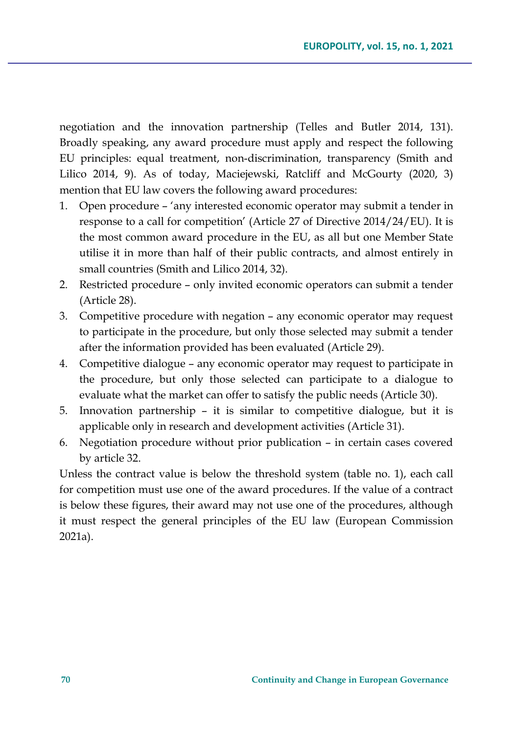negotiation and the innovation partnership (Telles and Butler 2014, 131). Broadly speaking, any award procedure must apply and respect the following EU principles: equal treatment, non-discrimination, transparency (Smith and Lilico 2014, 9). As of today, Maciejewski, Ratcliff and McGourty (2020, 3) mention that EU law covers the following award procedures:

1. Open procedure – 'any interested economic operator may submit a tender in response to a call for competition' (Article 27 of Directive 2014/24/EU). It is the most common award procedure in the EU, as all but one Member State utilise it in more than half of their public contracts, and almost entirely in small countries (Smith and Lilico 2014, 32).
2. Restricted procedure – only invited economic operators can submit a tender (Article 28).
3. Competitive procedure with negation – any economic operator may request to participate in the procedure, but only those selected may submit a tender after the information provided has been evaluated (Article 29).
4. Competitive dialogue – any economic operator may request to participate in the procedure, but only those selected can participate to a dialogue to evaluate what the market can offer to satisfy the public needs (Article 30).
5. Innovation partnership – it is similar to competitive dialogue, but it is applicable only in research and development activities (Article 31).
6. Negotiation procedure without prior publication – in certain cases covered by article 32.

Unless the contract value is below the threshold system (table no. 1), each call for competition must use one of the award procedures. If the value of a contract is below these figures, their award may not use one of the procedures, although it must respect the general principles of the EU law (European Commission 2021a).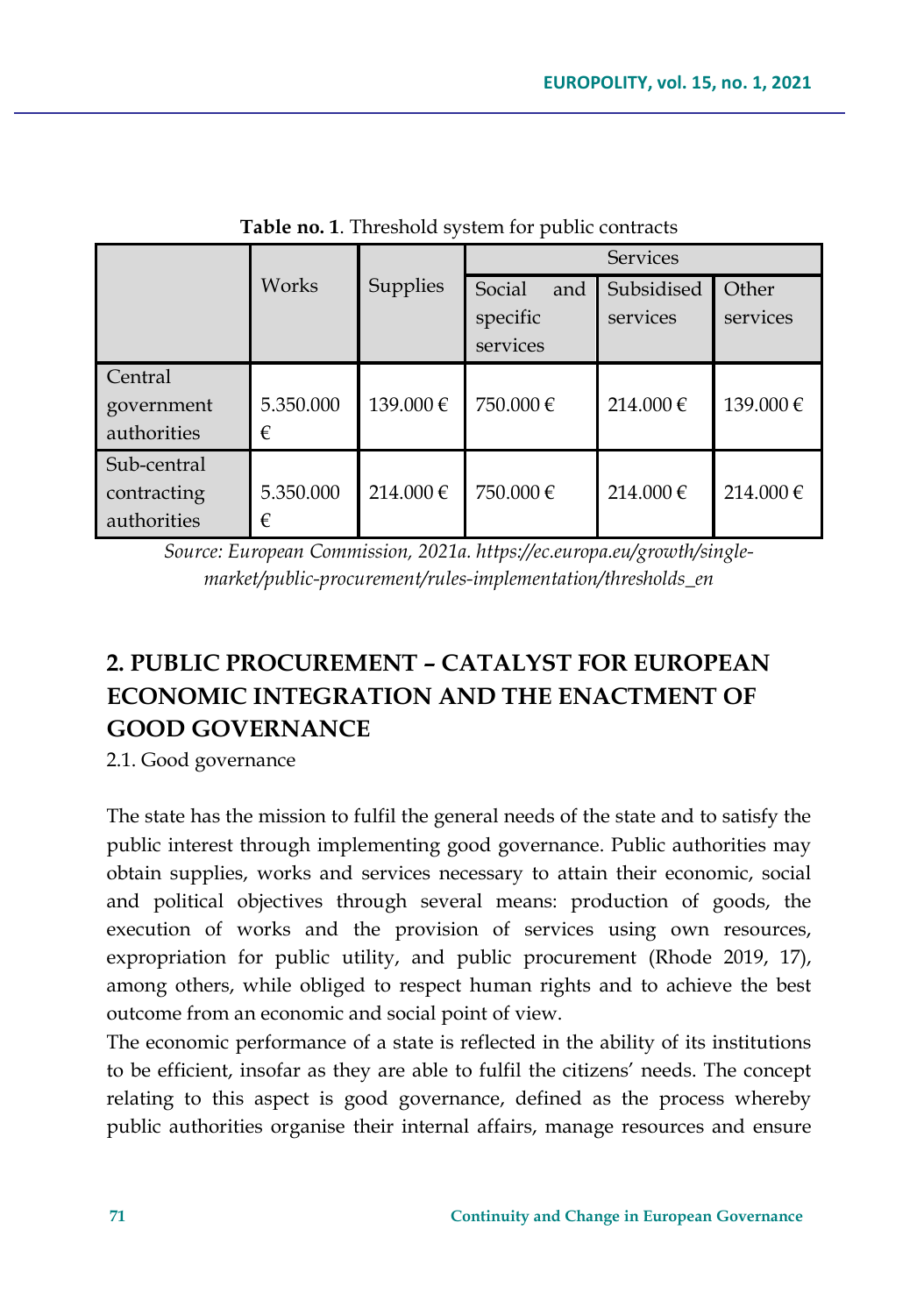**Table no. 1**. Threshold system for public contracts

| | Works | Supplies | Services | | |
|---|---|---|---|---|---|
| | | | Social and specific services | Subsidised services | Other services |
| Central government authorities | 5.350.000 € | 139.000 € | 750.000 € | 214.000 € | 139.000 € |
| Sub-central contracting authorities | 5.350.000 € | 214.000 € | 750.000 € | 214.000 € | 214.000 € |

*Source: European Commission, 2021a. https://ec.europa.eu/growth/single-market/public-procurement/rules-implementation/thresholds_en*

## 2. PUBLIC PROCUREMENT – CATALYST FOR EUROPEAN ECONOMIC INTEGRATION AND THE ENACTMENT OF GOOD GOVERNANCE

### 2.1. Good governance

The state has the mission to fulfil the general needs of the state and to satisfy the public interest through implementing good governance. Public authorities may obtain supplies, works and services necessary to attain their economic, social and political objectives through several means: production of goods, the execution of works and the provision of services using own resources, expropriation for public utility, and public procurement (Rhode 2019, 17), among others, while obliged to respect human rights and to achieve the best outcome from an economic and social point of view.

The economic performance of a state is reflected in the ability of its institutions to be efficient, insofar as they are able to fulfil the citizens' needs. The concept relating to this aspect is good governance, defined as the process whereby public authorities organise their internal affairs, manage resources and ensure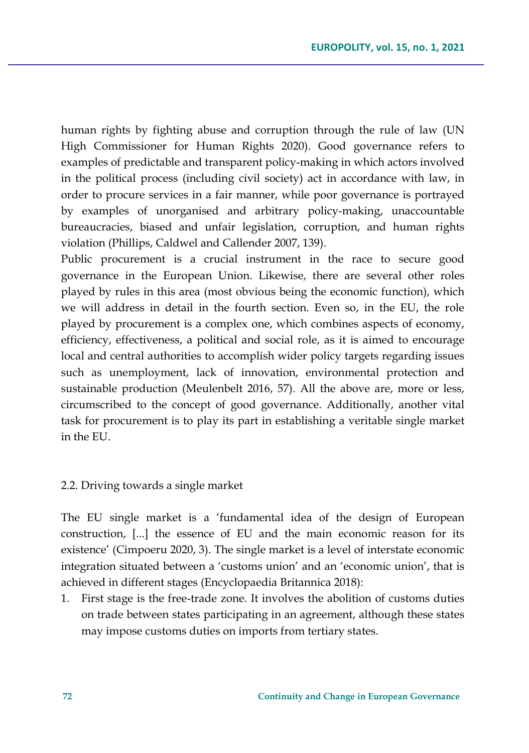human rights by fighting abuse and corruption through the rule of law (UN High Commissioner for Human Rights 2020). Good governance refers to examples of predictable and transparent policy-making in which actors involved in the political process (including civil society) act in accordance with law, in order to procure services in a fair manner, while poor governance is portrayed by examples of unorganised and arbitrary policy-making, unaccountable bureaucracies, biased and unfair legislation, corruption, and human rights violation (Phillips, Caldwel and Callender 2007, 139).

Public procurement is a crucial instrument in the race to secure good governance in the European Union. Likewise, there are several other roles played by rules in this area (most obvious being the economic function), which we will address in detail in the fourth section. Even so, in the EU, the role played by procurement is a complex one, which combines aspects of economy, efficiency, effectiveness, a political and social role, as it is aimed to encourage local and central authorities to accomplish wider policy targets regarding issues such as unemployment, lack of innovation, environmental protection and sustainable production (Meulenbelt 2016, 57). All the above are, more or less, circumscribed to the concept of good governance. Additionally, another vital task for procurement is to play its part in establishing a veritable single market in the EU.

## 2.2. Driving towards a single market

The EU single market is a 'fundamental idea of the design of European construction, [...] the essence of EU and the main economic reason for its existence' (Cimpoeru 2020, 3). The single market is a level of interstate economic integration situated between a 'customs union' and an 'economic union', that is achieved in different stages (Encyclopaedia Britannica 2018):

1. First stage is the free-trade zone. It involves the abolition of customs duties on trade between states participating in an agreement, although these states may impose customs duties on imports from tertiary states.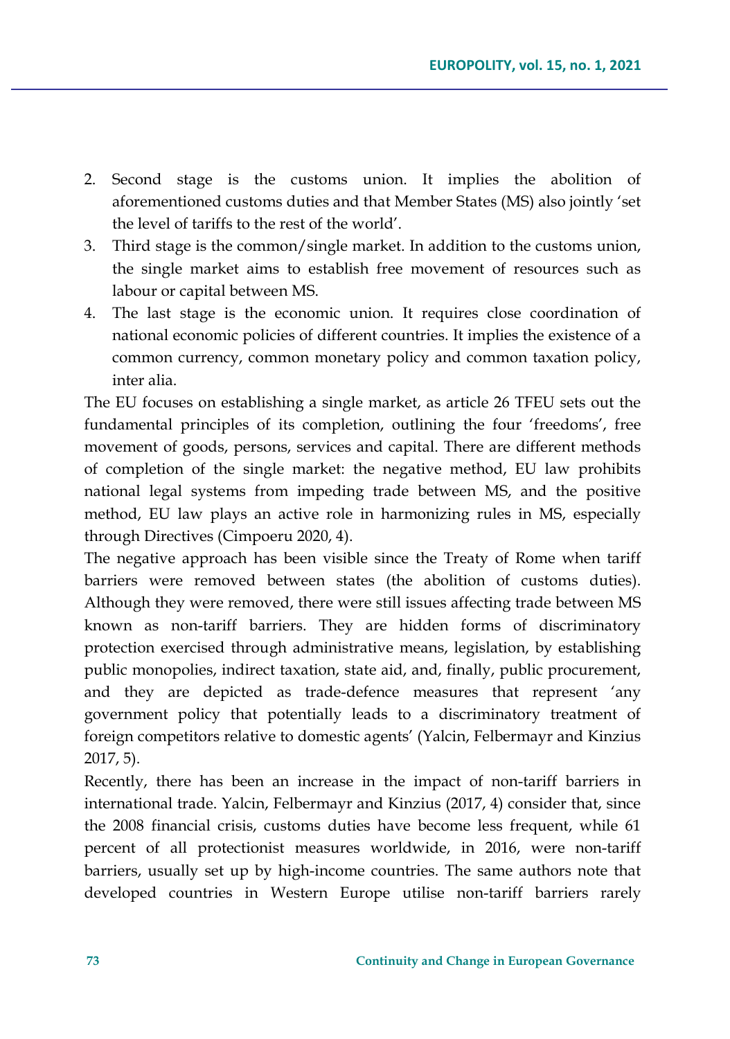2. Second stage is the customs union. It implies the abolition of aforementioned customs duties and that Member States (MS) also jointly 'set the level of tariffs to the rest of the world'.
3. Third stage is the common/single market. In addition to the customs union, the single market aims to establish free movement of resources such as labour or capital between MS.
4. The last stage is the economic union. It requires close coordination of national economic policies of different countries. It implies the existence of a common currency, common monetary policy and common taxation policy, inter alia.

The EU focuses on establishing a single market, as article 26 TFEU sets out the fundamental principles of its completion, outlining the four 'freedoms', free movement of goods, persons, services and capital. There are different methods of completion of the single market: the negative method, EU law prohibits national legal systems from impeding trade between MS, and the positive method, EU law plays an active role in harmonizing rules in MS, especially through Directives (Cimpoeru 2020, 4).

The negative approach has been visible since the Treaty of Rome when tariff barriers were removed between states (the abolition of customs duties). Although they were removed, there were still issues affecting trade between MS known as non-tariff barriers. They are hidden forms of discriminatory protection exercised through administrative means, legislation, by establishing public monopolies, indirect taxation, state aid, and, finally, public procurement, and they are depicted as trade-defence measures that represent 'any government policy that potentially leads to a discriminatory treatment of foreign competitors relative to domestic agents' (Yalcin, Felbermayr and Kinzius 2017, 5).

Recently, there has been an increase in the impact of non-tariff barriers in international trade. Yalcin, Felbermayr and Kinzius (2017, 4) consider that, since the 2008 financial crisis, customs duties have become less frequent, while 61 percent of all protectionist measures worldwide, in 2016, were non-tariff barriers, usually set up by high-income countries. The same authors note that developed countries in Western Europe utilise non-tariff barriers rarely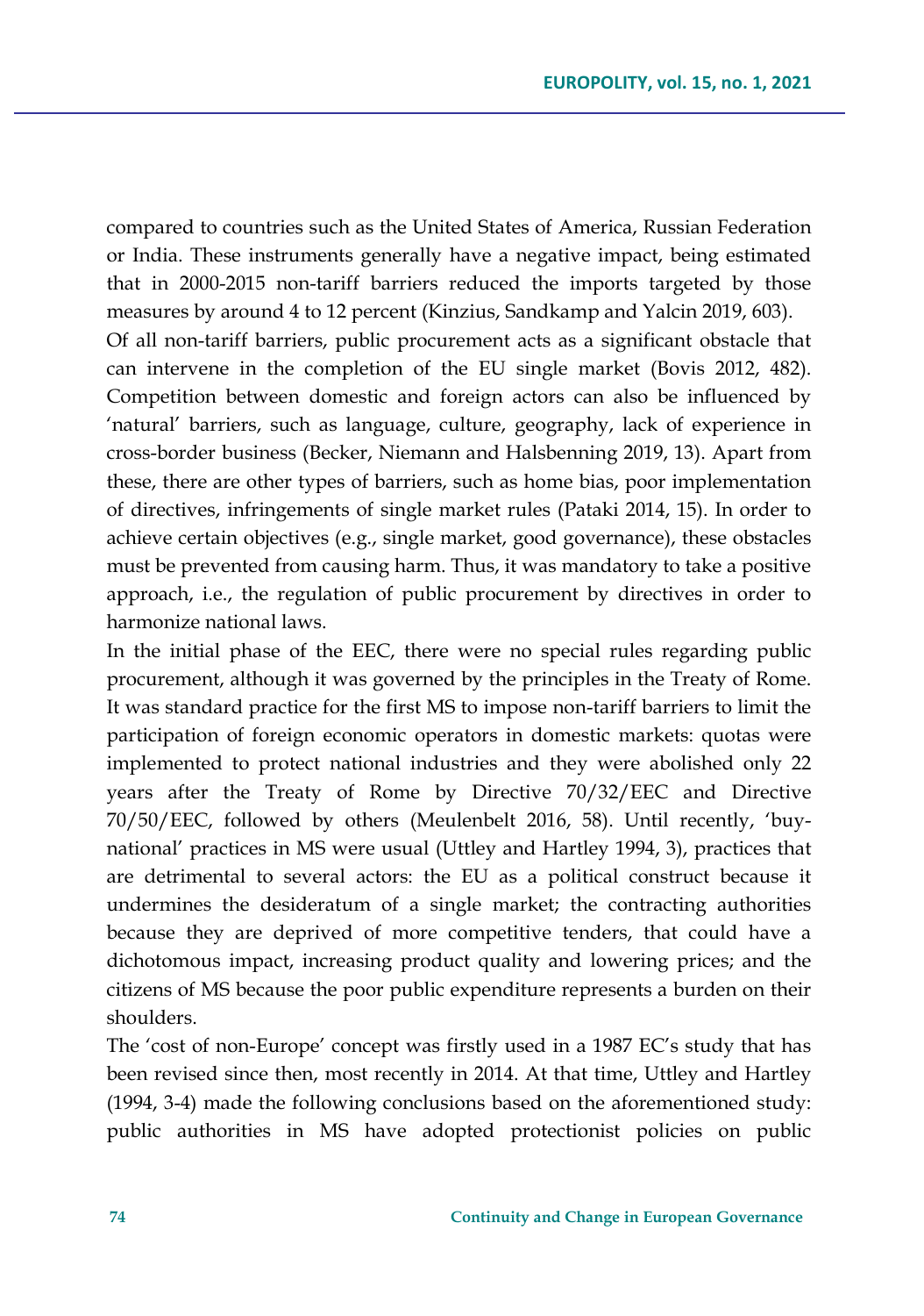compared to countries such as the United States of America, Russian Federation or India. These instruments generally have a negative impact, being estimated that in 2000-2015 non-tariff barriers reduced the imports targeted by those measures by around 4 to 12 percent (Kinzius, Sandkamp and Yalcin 2019, 603).

Of all non-tariff barriers, public procurement acts as a significant obstacle that can intervene in the completion of the EU single market (Bovis 2012, 482). Competition between domestic and foreign actors can also be influenced by 'natural' barriers, such as language, culture, geography, lack of experience in cross-border business (Becker, Niemann and Halsbenning 2019, 13). Apart from these, there are other types of barriers, such as home bias, poor implementation of directives, infringements of single market rules (Pataki 2014, 15). In order to achieve certain objectives (e.g., single market, good governance), these obstacles must be prevented from causing harm. Thus, it was mandatory to take a positive approach, i.e., the regulation of public procurement by directives in order to harmonize national laws.

In the initial phase of the EEC, there were no special rules regarding public procurement, although it was governed by the principles in the Treaty of Rome. It was standard practice for the first MS to impose non-tariff barriers to limit the participation of foreign economic operators in domestic markets: quotas were implemented to protect national industries and they were abolished only 22 years after the Treaty of Rome by Directive 70/32/EEC and Directive 70/50/EEC, followed by others (Meulenbelt 2016, 58). Until recently, 'buy-national' practices in MS were usual (Uttley and Hartley 1994, 3), practices that are detrimental to several actors: the EU as a political construct because it undermines the desideratum of a single market; the contracting authorities because they are deprived of more competitive tenders, that could have a dichotomous impact, increasing product quality and lowering prices; and the citizens of MS because the poor public expenditure represents a burden on their shoulders.

The 'cost of non-Europe' concept was firstly used in a 1987 EC's study that has been revised since then, most recently in 2014. At that time, Uttley and Hartley (1994, 3-4) made the following conclusions based on the aforementioned study: public authorities in MS have adopted protectionist policies on public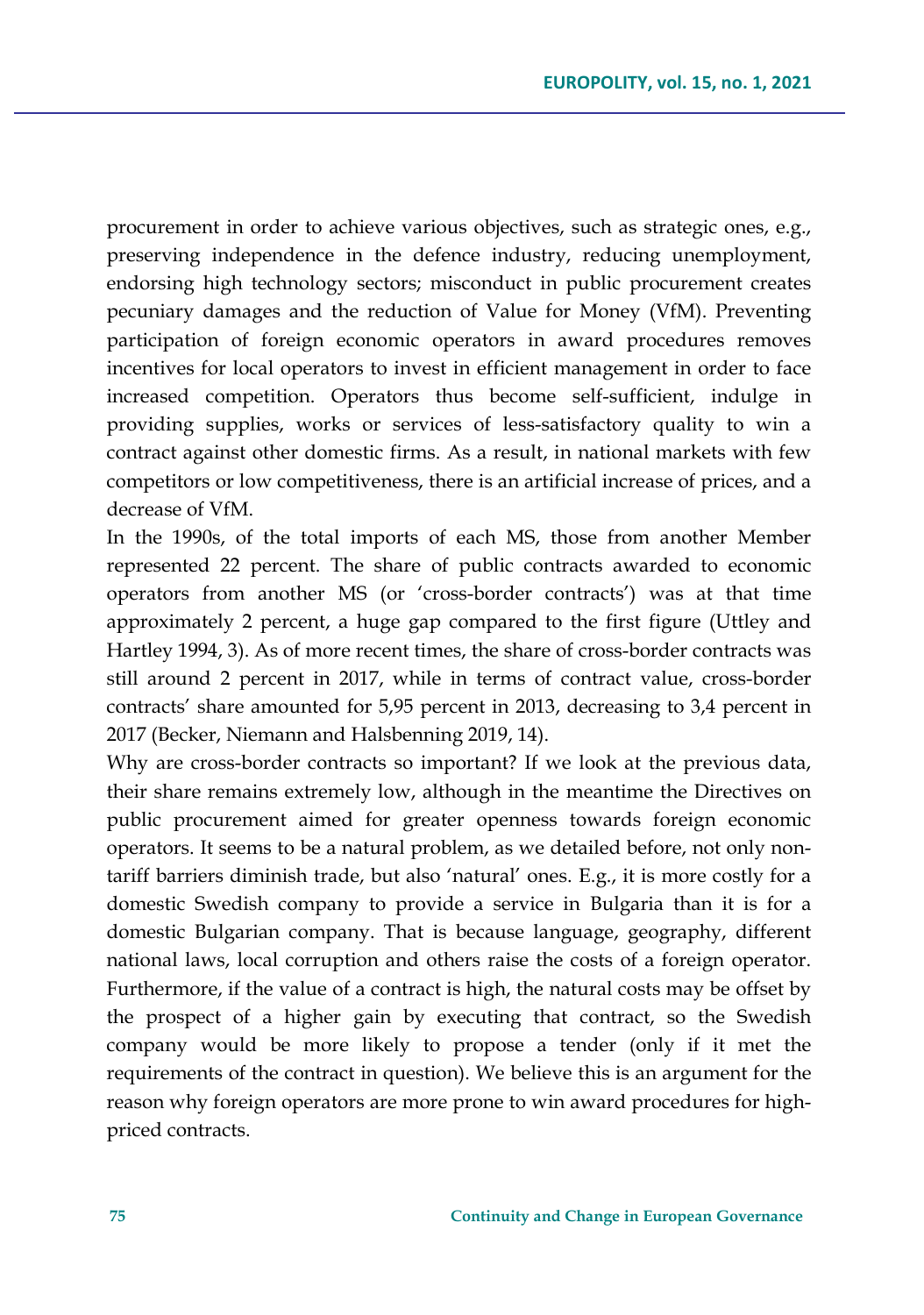procurement in order to achieve various objectives, such as strategic ones, e.g., preserving independence in the defence industry, reducing unemployment, endorsing high technology sectors; misconduct in public procurement creates pecuniary damages and the reduction of Value for Money (VfM). Preventing participation of foreign economic operators in award procedures removes incentives for local operators to invest in efficient management in order to face increased competition. Operators thus become self-sufficient, indulge in providing supplies, works or services of less-satisfactory quality to win a contract against other domestic firms. As a result, in national markets with few competitors or low competitiveness, there is an artificial increase of prices, and a decrease of VfM.

In the 1990s, of the total imports of each MS, those from another Member represented 22 percent. The share of public contracts awarded to economic operators from another MS (or 'cross-border contracts') was at that time approximately 2 percent, a huge gap compared to the first figure (Uttley and Hartley 1994, 3). As of more recent times, the share of cross-border contracts was still around 2 percent in 2017, while in terms of contract value, cross-border contracts' share amounted for 5,95 percent in 2013, decreasing to 3,4 percent in 2017 (Becker, Niemann and Halsbenning 2019, 14).

Why are cross-border contracts so important? If we look at the previous data, their share remains extremely low, although in the meantime the Directives on public procurement aimed for greater openness towards foreign economic operators. It seems to be a natural problem, as we detailed before, not only non-tariff barriers diminish trade, but also 'natural' ones. E.g., it is more costly for a domestic Swedish company to provide a service in Bulgaria than it is for a domestic Bulgarian company. That is because language, geography, different national laws, local corruption and others raise the costs of a foreign operator. Furthermore, if the value of a contract is high, the natural costs may be offset by the prospect of a higher gain by executing that contract, so the Swedish company would be more likely to propose a tender (only if it met the requirements of the contract in question). We believe this is an argument for the reason why foreign operators are more prone to win award procedures for high-priced contracts.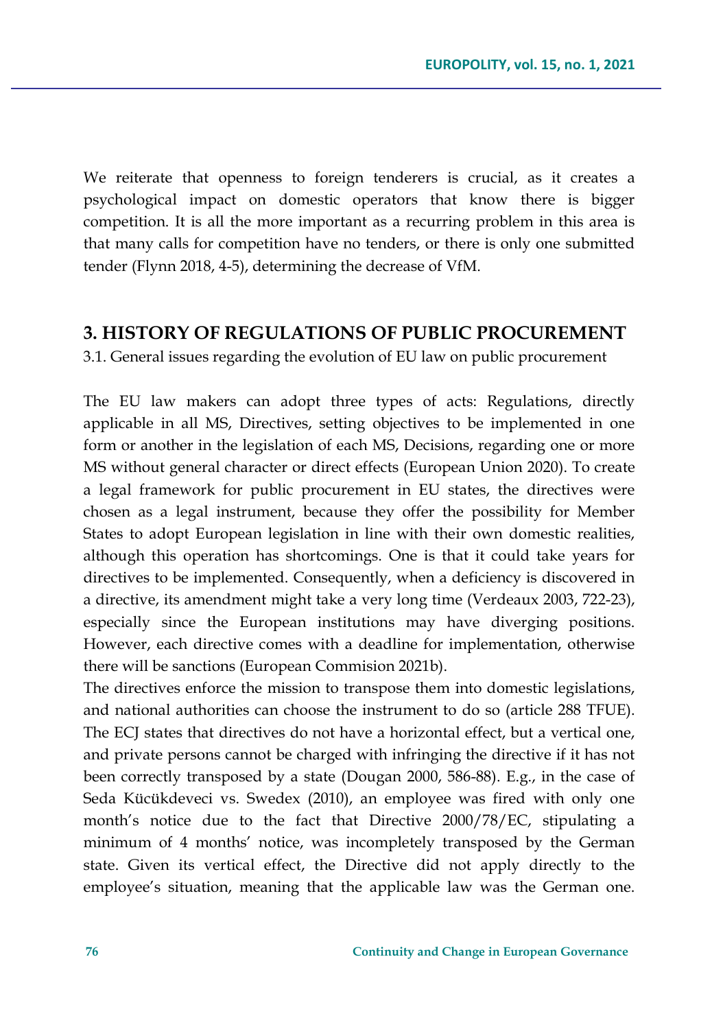We reiterate that openness to foreign tenderers is crucial, as it creates a psychological impact on domestic operators that know there is bigger competition. It is all the more important as a recurring problem in this area is that many calls for competition have no tenders, or there is only one submitted tender (Flynn 2018, 4-5), determining the decrease of VfM.

## 3. HISTORY OF REGULATIONS OF PUBLIC PROCUREMENT

### 3.1. General issues regarding the evolution of EU law on public procurement

The EU law makers can adopt three types of acts: Regulations, directly applicable in all MS, Directives, setting objectives to be implemented in one form or another in the legislation of each MS, Decisions, regarding one or more MS without general character or direct effects (European Union 2020). To create a legal framework for public procurement in EU states, the directives were chosen as a legal instrument, because they offer the possibility for Member States to adopt European legislation in line with their own domestic realities, although this operation has shortcomings. One is that it could take years for directives to be implemented. Consequently, when a deficiency is discovered in a directive, its amendment might take a very long time (Verdeaux 2003, 722-23), especially since the European institutions may have diverging positions. However, each directive comes with a deadline for implementation, otherwise there will be sanctions (European Commision 2021b).

The directives enforce the mission to transpose them into domestic legislations, and national authorities can choose the instrument to do so (article 288 TFUE). The ECJ states that directives do not have a horizontal effect, but a vertical one, and private persons cannot be charged with infringing the directive if it has not been correctly transposed by a state (Dougan 2000, 586-88). E.g., in the case of Seda Kücükdeveci vs. Swedex (2010), an employee was fired with only one month's notice due to the fact that Directive 2000/78/EC, stipulating a minimum of 4 months' notice, was incompletely transposed by the German state. Given its vertical effect, the Directive did not apply directly to the employee's situation, meaning that the applicable law was the German one.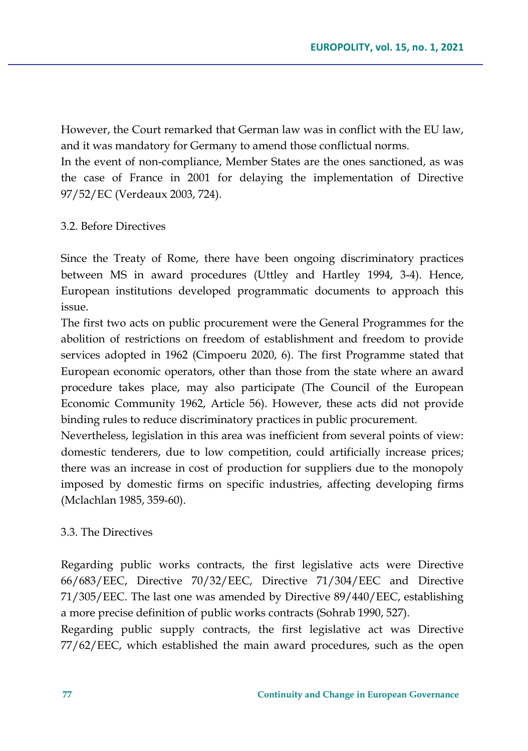However, the Court remarked that German law was in conflict with the EU law, and it was mandatory for Germany to amend those conflictual norms.

In the event of non-compliance, Member States are the ones sanctioned, as was the case of France in 2001 for delaying the implementation of Directive 97/52/EC (Verdeaux 2003, 724).

### 3.2. Before Directives

Since the Treaty of Rome, there have been ongoing discriminatory practices between MS in award procedures (Uttley and Hartley 1994, 3-4). Hence, European institutions developed programmatic documents to approach this issue.

The first two acts on public procurement were the General Programmes for the abolition of restrictions on freedom of establishment and freedom to provide services adopted in 1962 (Cimpoeru 2020, 6). The first Programme stated that European economic operators, other than those from the state where an award procedure takes place, may also participate (The Council of the European Economic Community 1962, Article 56). However, these acts did not provide binding rules to reduce discriminatory practices in public procurement.

Nevertheless, legislation in this area was inefficient from several points of view: domestic tenderers, due to low competition, could artificially increase prices; there was an increase in cost of production for suppliers due to the monopoly imposed by domestic firms on specific industries, affecting developing firms (Mclachlan 1985, 359-60).

### 3.3. The Directives

Regarding public works contracts, the first legislative acts were Directive 66/683/EEC, Directive 70/32/EEC, Directive 71/304/EEC and Directive 71/305/EEC. The last one was amended by Directive 89/440/EEC, establishing a more precise definition of public works contracts (Sohrab 1990, 527).

Regarding public supply contracts, the first legislative act was Directive 77/62/EEC, which established the main award procedures, such as the open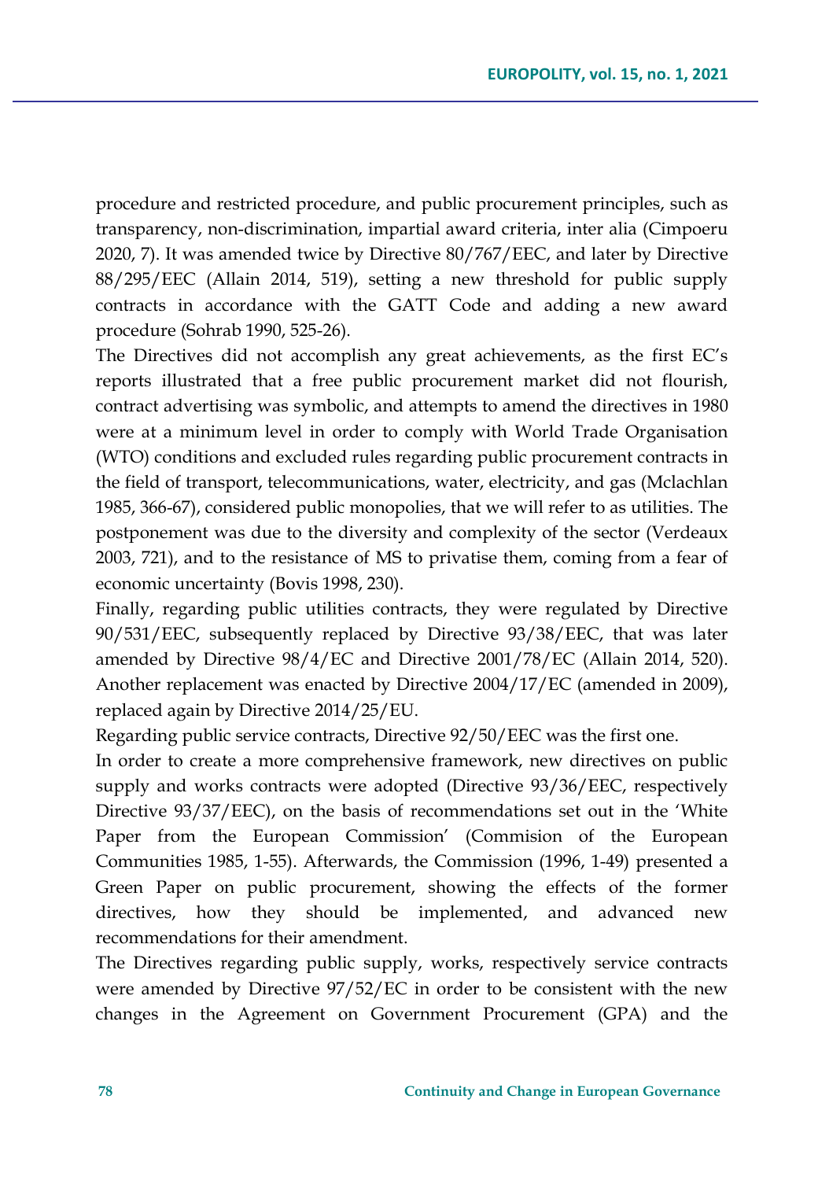procedure and restricted procedure, and public procurement principles, such as transparency, non-discrimination, impartial award criteria, inter alia (Cimpoeru 2020, 7). It was amended twice by Directive 80/767/EEC, and later by Directive 88/295/EEC (Allain 2014, 519), setting a new threshold for public supply contracts in accordance with the GATT Code and adding a new award procedure (Sohrab 1990, 525-26).

The Directives did not accomplish any great achievements, as the first EC's reports illustrated that a free public procurement market did not flourish, contract advertising was symbolic, and attempts to amend the directives in 1980 were at a minimum level in order to comply with World Trade Organisation (WTO) conditions and excluded rules regarding public procurement contracts in the field of transport, telecommunications, water, electricity, and gas (Mclachlan 1985, 366-67), considered public monopolies, that we will refer to as utilities. The postponement was due to the diversity and complexity of the sector (Verdeaux 2003, 721), and to the resistance of MS to privatise them, coming from a fear of economic uncertainty (Bovis 1998, 230).

Finally, regarding public utilities contracts, they were regulated by Directive 90/531/EEC, subsequently replaced by Directive 93/38/EEC, that was later amended by Directive 98/4/EC and Directive 2001/78/EC (Allain 2014, 520). Another replacement was enacted by Directive 2004/17/EC (amended in 2009), replaced again by Directive 2014/25/EU.

Regarding public service contracts, Directive 92/50/EEC was the first one.

In order to create a more comprehensive framework, new directives on public supply and works contracts were adopted (Directive 93/36/EEC, respectively Directive 93/37/EEC), on the basis of recommendations set out in the 'White Paper from the European Commission' (Commision of the European Communities 1985, 1-55). Afterwards, the Commission (1996, 1-49) presented a Green Paper on public procurement, showing the effects of the former directives, how they should be implemented, and advanced new recommendations for their amendment.

The Directives regarding public supply, works, respectively service contracts were amended by Directive 97/52/EC in order to be consistent with the new changes in the Agreement on Government Procurement (GPA) and the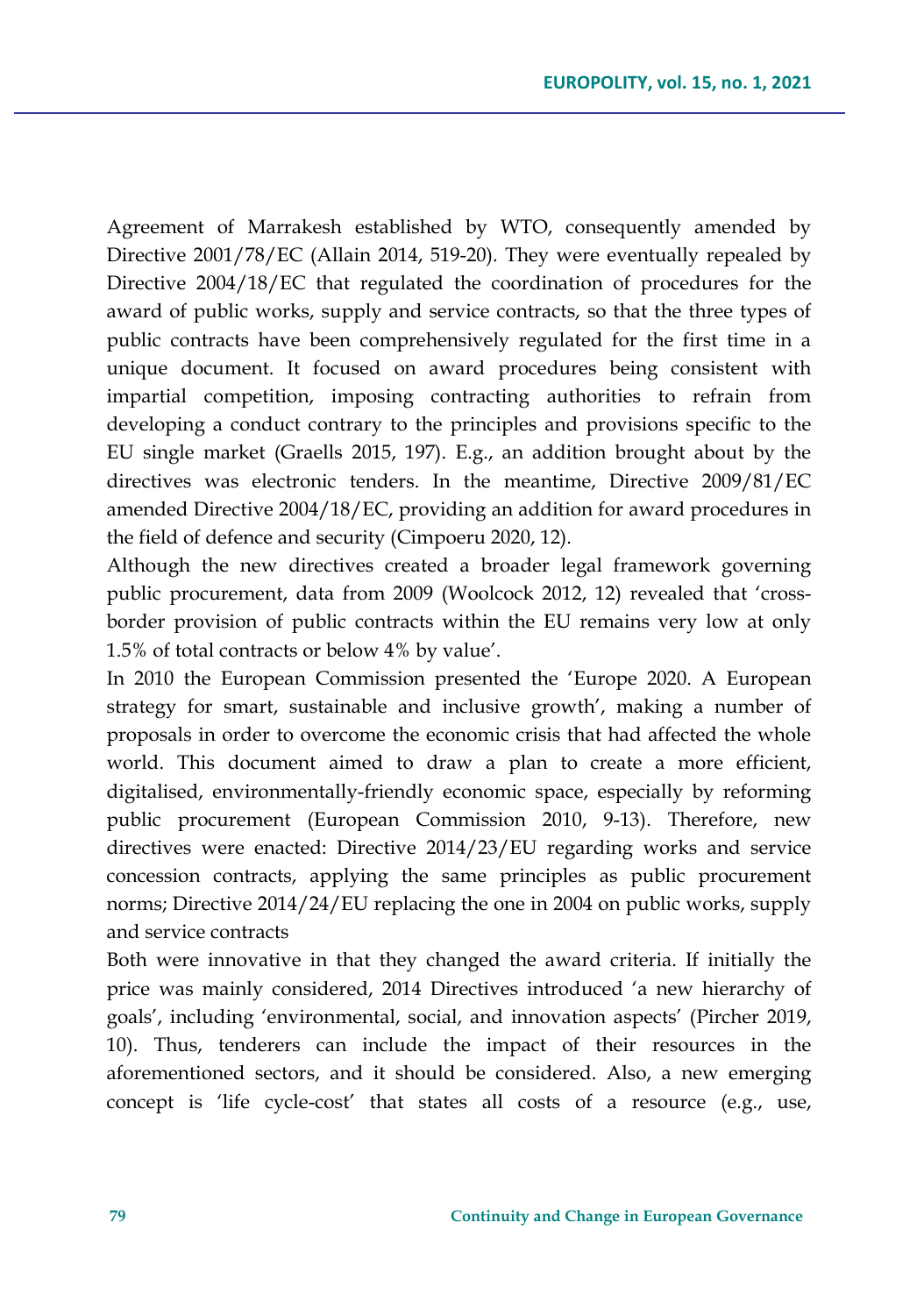Agreement of Marrakesh established by WTO, consequently amended by Directive 2001/78/EC (Allain 2014, 519-20). They were eventually repealed by Directive 2004/18/EC that regulated the coordination of procedures for the award of public works, supply and service contracts, so that the three types of public contracts have been comprehensively regulated for the first time in a unique document. It focused on award procedures being consistent with impartial competition, imposing contracting authorities to refrain from developing a conduct contrary to the principles and provisions specific to the EU single market (Graells 2015, 197). E.g., an addition brought about by the directives was electronic tenders. In the meantime, Directive 2009/81/EC amended Directive 2004/18/EC, providing an addition for award procedures in the field of defence and security (Cimpoeru 2020, 12).

Although the new directives created a broader legal framework governing public procurement, data from 2009 (Woolcock 2012, 12) revealed that 'cross-border provision of public contracts within the EU remains very low at only 1.5% of total contracts or below 4% by value'.

In 2010 the European Commission presented the 'Europe 2020. A European strategy for smart, sustainable and inclusive growth', making a number of proposals in order to overcome the economic crisis that had affected the whole world. This document aimed to draw a plan to create a more efficient, digitalised, environmentally-friendly economic space, especially by reforming public procurement (European Commission 2010, 9-13). Therefore, new directives were enacted: Directive 2014/23/EU regarding works and service concession contracts, applying the same principles as public procurement norms; Directive 2014/24/EU replacing the one in 2004 on public works, supply and service contracts

Both were innovative in that they changed the award criteria. If initially the price was mainly considered, 2014 Directives introduced 'a new hierarchy of goals', including 'environmental, social, and innovation aspects' (Pircher 2019, 10). Thus, tenderers can include the impact of their resources in the aforementioned sectors, and it should be considered. Also, a new emerging concept is 'life cycle-cost' that states all costs of a resource (e.g., use,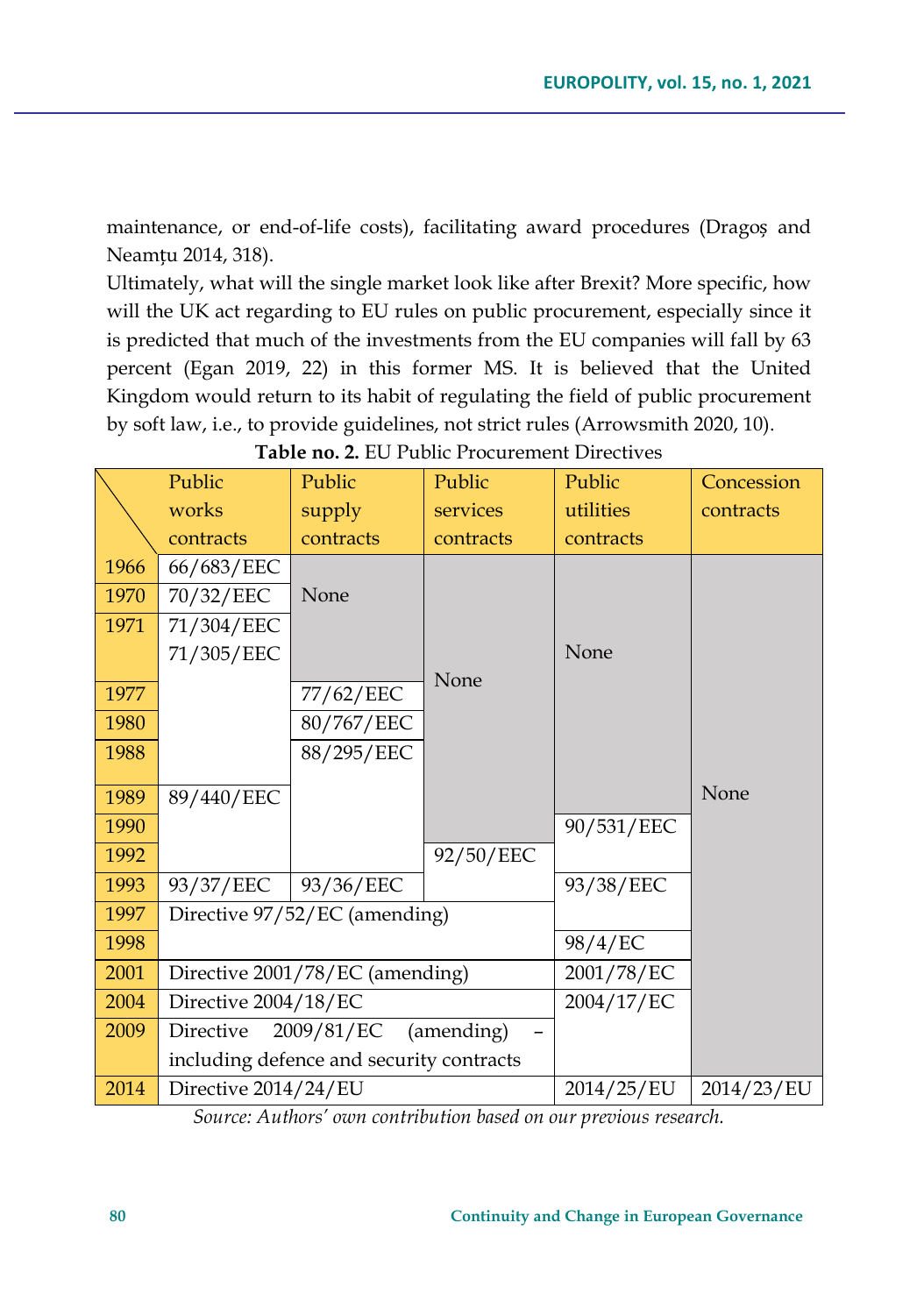maintenance, or end-of-life costs), facilitating award procedures (Dragoș and Neamțu 2014, 318).

Ultimately, what will the single market look like after Brexit? More specific, how will the UK act regarding to EU rules on public procurement, especially since it is predicted that much of the investments from the EU companies will fall by 63 percent (Egan 2019, 22) in this former MS. It is believed that the United Kingdom would return to its habit of regulating the field of public procurement by soft law, i.e., to provide guidelines, not strict rules (Arrowsmith 2020, 10).

**Table no. 2.** EU Public Procurement Directives

| | Public works contracts | Public supply contracts | Public services contracts | Public utilities contracts | Concession contracts |
|---|---|---|---|---|---|
| 1966 | 66/683/EEC | None | None | None | None |
| 1970 | 70/32/EEC | | | | |
| 1971 | 71/304/EEC 71/305/EEC | | | | |
| 1977 | | 77/62/EEC | | | |
| 1980 | | 80/767/EEC | | | |
| 1988 | | 88/295/EEC | | | |
| 1989 | 89/440/EEC | | | | |
| 1990 | | | | 90/531/EEC | |
| 1992 | | | 92/50/EEC | | |
| 1993 | 93/37/EEC | 93/36/EEC | | 93/38/EEC | |
| 1997 | Directive 97/52/EC (amending) | | | | |
| 1998 | | | | 98/4/EC | |
| 2001 | Directive 2001/78/EC (amending) | | | 2001/78/EC | |
| 2004 | Directive 2004/18/EC | | | 2004/17/EC | |
| 2009 | Directive 2009/81/EC (amending) – including defence and security contracts | | | | |
| 2014 | Directive 2014/24/EU | | | 2014/25/EU | 2014/23/EU |

*Source: Authors' own contribution based on our previous research.*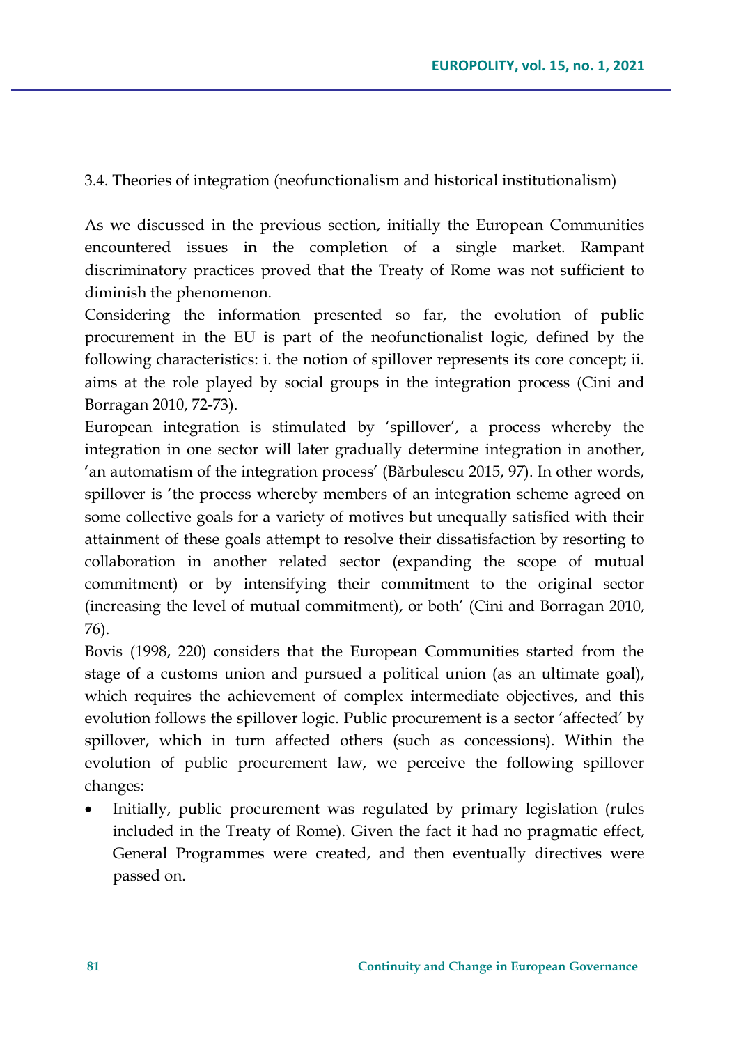### 3.4. Theories of integration (neofunctionalism and historical institutionalism)

As we discussed in the previous section, initially the European Communities encountered issues in the completion of a single market. Rampant discriminatory practices proved that the Treaty of Rome was not sufficient to diminish the phenomenon.

Considering the information presented so far, the evolution of public procurement in the EU is part of the neofunctionalist logic, defined by the following characteristics: i. the notion of spillover represents its core concept; ii. aims at the role played by social groups in the integration process (Cini and Borragan 2010, 72-73).

European integration is stimulated by 'spillover', a process whereby the integration in one sector will later gradually determine integration in another, 'an automatism of the integration process' (Bărbulescu 2015, 97). In other words, spillover is 'the process whereby members of an integration scheme agreed on some collective goals for a variety of motives but unequally satisfied with their attainment of these goals attempt to resolve their dissatisfaction by resorting to collaboration in another related sector (expanding the scope of mutual commitment) or by intensifying their commitment to the original sector (increasing the level of mutual commitment), or both' (Cini and Borragan 2010, 76).

Bovis (1998, 220) considers that the European Communities started from the stage of a customs union and pursued a political union (as an ultimate goal), which requires the achievement of complex intermediate objectives, and this evolution follows the spillover logic. Public procurement is a sector 'affected' by spillover, which in turn affected others (such as concessions). Within the evolution of public procurement law, we perceive the following spillover changes:

- Initially, public procurement was regulated by primary legislation (rules included in the Treaty of Rome). Given the fact it had no pragmatic effect, General Programmes were created, and then eventually directives were passed on.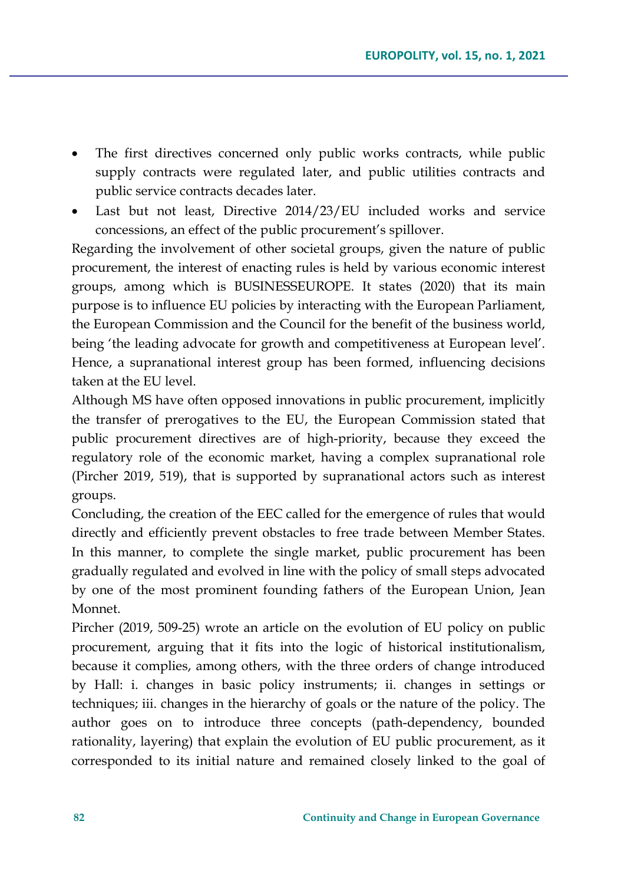- The first directives concerned only public works contracts, while public supply contracts were regulated later, and public utilities contracts and public service contracts decades later.
- Last but not least, Directive 2014/23/EU included works and service concessions, an effect of the public procurement's spillover.

Regarding the involvement of other societal groups, given the nature of public procurement, the interest of enacting rules is held by various economic interest groups, among which is BUSINESSEUROPE. It states (2020) that its main purpose is to influence EU policies by interacting with the European Parliament, the European Commission and the Council for the benefit of the business world, being 'the leading advocate for growth and competitiveness at European level'. Hence, a supranational interest group has been formed, influencing decisions taken at the EU level.

Although MS have often opposed innovations in public procurement, implicitly the transfer of prerogatives to the EU, the European Commission stated that public procurement directives are of high-priority, because they exceed the regulatory role of the economic market, having a complex supranational role (Pircher 2019, 519), that is supported by supranational actors such as interest groups.

Concluding, the creation of the EEC called for the emergence of rules that would directly and efficiently prevent obstacles to free trade between Member States. In this manner, to complete the single market, public procurement has been gradually regulated and evolved in line with the policy of small steps advocated by one of the most prominent founding fathers of the European Union, Jean Monnet.

Pircher (2019, 509-25) wrote an article on the evolution of EU policy on public procurement, arguing that it fits into the logic of historical institutionalism, because it complies, among others, with the three orders of change introduced by Hall: i. changes in basic policy instruments; ii. changes in settings or techniques; iii. changes in the hierarchy of goals or the nature of the policy. The author goes on to introduce three concepts (path-dependency, bounded rationality, layering) that explain the evolution of EU public procurement, as it corresponded to its initial nature and remained closely linked to the goal of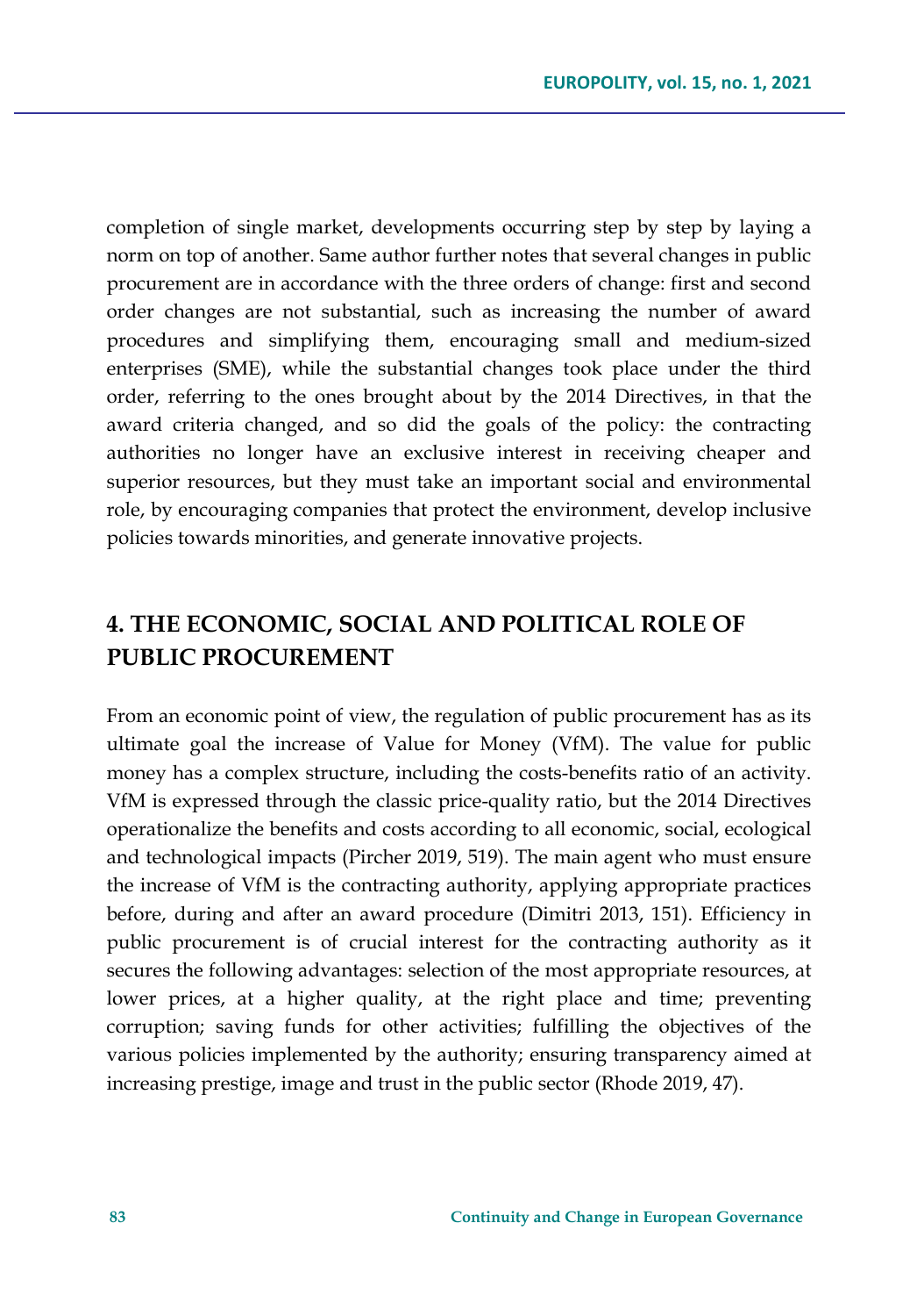completion of single market, developments occurring step by step by laying a norm on top of another. Same author further notes that several changes in public procurement are in accordance with the three orders of change: first and second order changes are not substantial, such as increasing the number of award procedures and simplifying them, encouraging small and medium-sized enterprises (SME), while the substantial changes took place under the third order, referring to the ones brought about by the 2014 Directives, in that the award criteria changed, and so did the goals of the policy: the contracting authorities no longer have an exclusive interest in receiving cheaper and superior resources, but they must take an important social and environmental role, by encouraging companies that protect the environment, develop inclusive policies towards minorities, and generate innovative projects.

## 4. THE ECONOMIC, SOCIAL AND POLITICAL ROLE OF PUBLIC PROCUREMENT

From an economic point of view, the regulation of public procurement has as its ultimate goal the increase of Value for Money (VfM). The value for public money has a complex structure, including the costs-benefits ratio of an activity. VfM is expressed through the classic price-quality ratio, but the 2014 Directives operationalize the benefits and costs according to all economic, social, ecological and technological impacts (Pircher 2019, 519). The main agent who must ensure the increase of VfM is the contracting authority, applying appropriate practices before, during and after an award procedure (Dimitri 2013, 151). Efficiency in public procurement is of crucial interest for the contracting authority as it secures the following advantages: selection of the most appropriate resources, at lower prices, at a higher quality, at the right place and time; preventing corruption; saving funds for other activities; fulfilling the objectives of the various policies implemented by the authority; ensuring transparency aimed at increasing prestige, image and trust in the public sector (Rhode 2019, 47).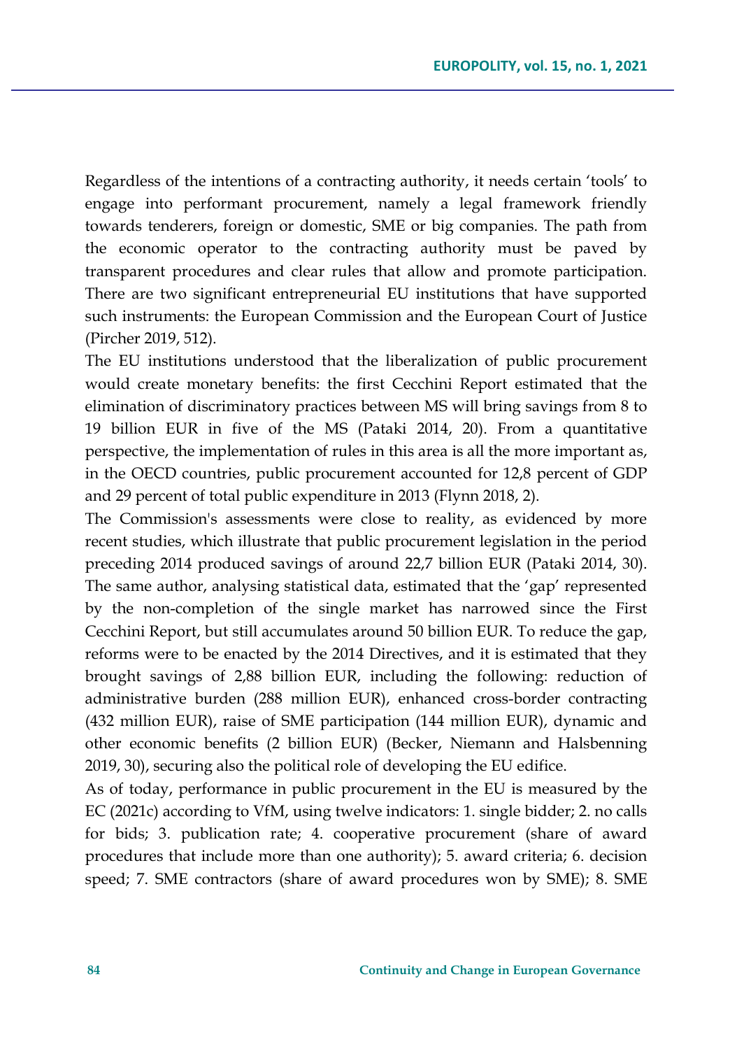Regardless of the intentions of a contracting authority, it needs certain 'tools' to engage into performant procurement, namely a legal framework friendly towards tenderers, foreign or domestic, SME or big companies. The path from the economic operator to the contracting authority must be paved by transparent procedures and clear rules that allow and promote participation. There are two significant entrepreneurial EU institutions that have supported such instruments: the European Commission and the European Court of Justice (Pircher 2019, 512).

The EU institutions understood that the liberalization of public procurement would create monetary benefits: the first Cecchini Report estimated that the elimination of discriminatory practices between MS will bring savings from 8 to 19 billion EUR in five of the MS (Pataki 2014, 20). From a quantitative perspective, the implementation of rules in this area is all the more important as, in the OECD countries, public procurement accounted for 12,8 percent of GDP and 29 percent of total public expenditure in 2013 (Flynn 2018, 2).

The Commission's assessments were close to reality, as evidenced by more recent studies, which illustrate that public procurement legislation in the period preceding 2014 produced savings of around 22,7 billion EUR (Pataki 2014, 30). The same author, analysing statistical data, estimated that the 'gap' represented by the non-completion of the single market has narrowed since the First Cecchini Report, but still accumulates around 50 billion EUR. To reduce the gap, reforms were to be enacted by the 2014 Directives, and it is estimated that they brought savings of 2,88 billion EUR, including the following: reduction of administrative burden (288 million EUR), enhanced cross-border contracting (432 million EUR), raise of SME participation (144 million EUR), dynamic and other economic benefits (2 billion EUR) (Becker, Niemann and Halsbenning 2019, 30), securing also the political role of developing the EU edifice.

As of today, performance in public procurement in the EU is measured by the EC (2021c) according to VfM, using twelve indicators: 1. single bidder; 2. no calls for bids; 3. publication rate; 4. cooperative procurement (share of award procedures that include more than one authority); 5. award criteria; 6. decision speed; 7. SME contractors (share of award procedures won by SME); 8. SME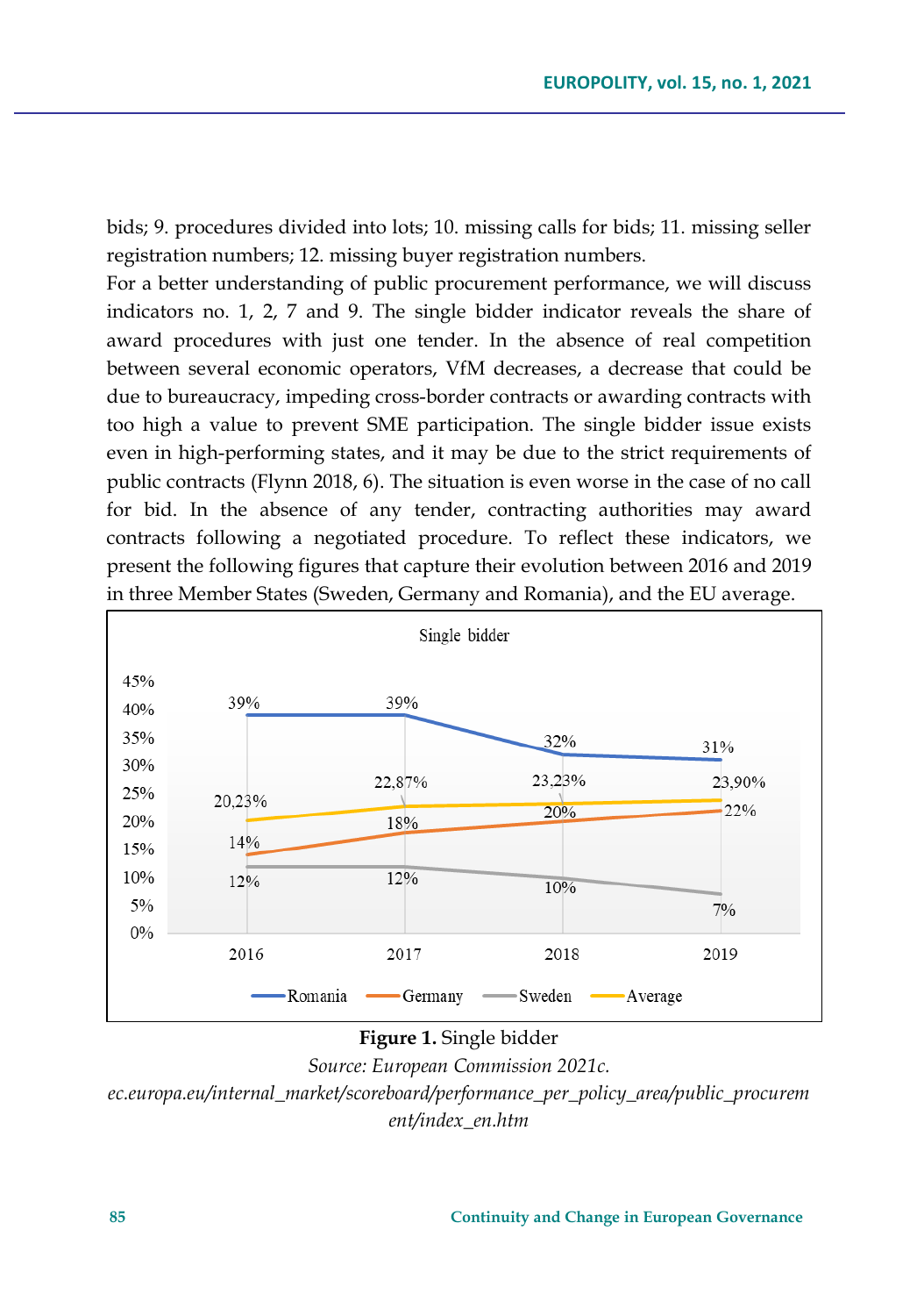bids; 9. procedures divided into lots; 10. missing calls for bids; 11. missing seller registration numbers; 12. missing buyer registration numbers.

For a better understanding of public procurement performance, we will discuss indicators no. 1, 2, 7 and 9. The single bidder indicator reveals the share of award procedures with just one tender. In the absence of real competition between several economic operators, VfM decreases, a decrease that could be due to bureaucracy, impeding cross-border contracts or awarding contracts with too high a value to prevent SME participation. The single bidder issue exists even in high-performing states, and it may be due to the strict requirements of public contracts (Flynn 2018, 6). The situation is even worse in the case of no call for bid. In the absence of any tender, contracting authorities may award contracts following a negotiated procedure. To reflect these indicators, we present the following figures that capture their evolution between 2016 and 2019 in three Member States (Sweden, Germany and Romania), and the EU average.

Single bidder

| | 2016 | 2017 | 2018 | 2019 |
|---|---|---|---|---|
| Romania | 39% | 39% | 32% | 31% |
| Germany | 14% | 18% | 20% | 22% |
| Sweden | 12% | 12% | 10% | 7% |
| Average | 20,23% | 22,87% | 23,23% | 23,90% |

**Figure 1.** Single bidder

*Source: European Commission 2021c. ec.europa.eu/internal_market/scoreboard/performance_per_policy_area/public_procurement/index_en.htm*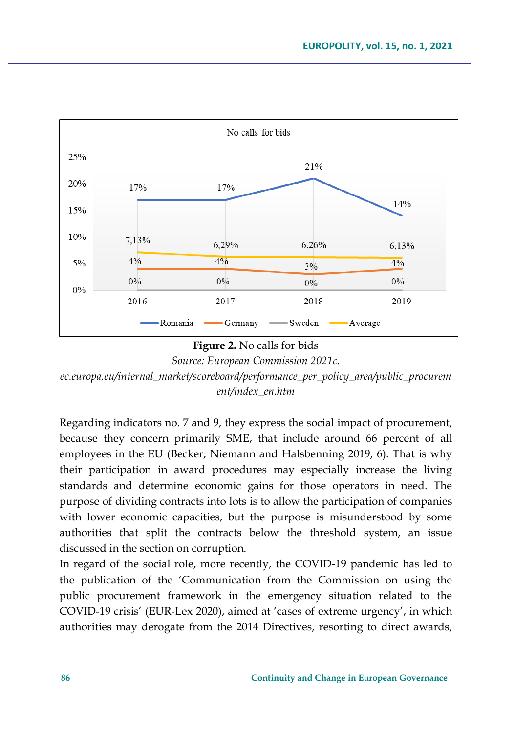**Figure 2.** No calls for bids

*Source: European Commission 2021c. ec.europa.eu/internal_market/scoreboard/performance_per_policy_area/public_procurement/index_en.htm*

Regarding indicators no. 7 and 9, they express the social impact of procurement, because they concern primarily SME, that include around 66 percent of all employees in the EU (Becker, Niemann and Halsbenning 2019, 6). That is why their participation in award procedures may especially increase the living standards and determine economic gains for those operators in need. The purpose of dividing contracts into lots is to allow the participation of companies with lower economic capacities, but the purpose is misunderstood by some authorities that split the contracts below the threshold system, an issue discussed in the section on corruption.

In regard of the social role, more recently, the COVID-19 pandemic has led to the publication of the 'Communication from the Commission on using the public procurement framework in the emergency situation related to the COVID-19 crisis' (EUR-Lex 2020), aimed at 'cases of extreme urgency', in which authorities may derogate from the 2014 Directives, resorting to direct awards,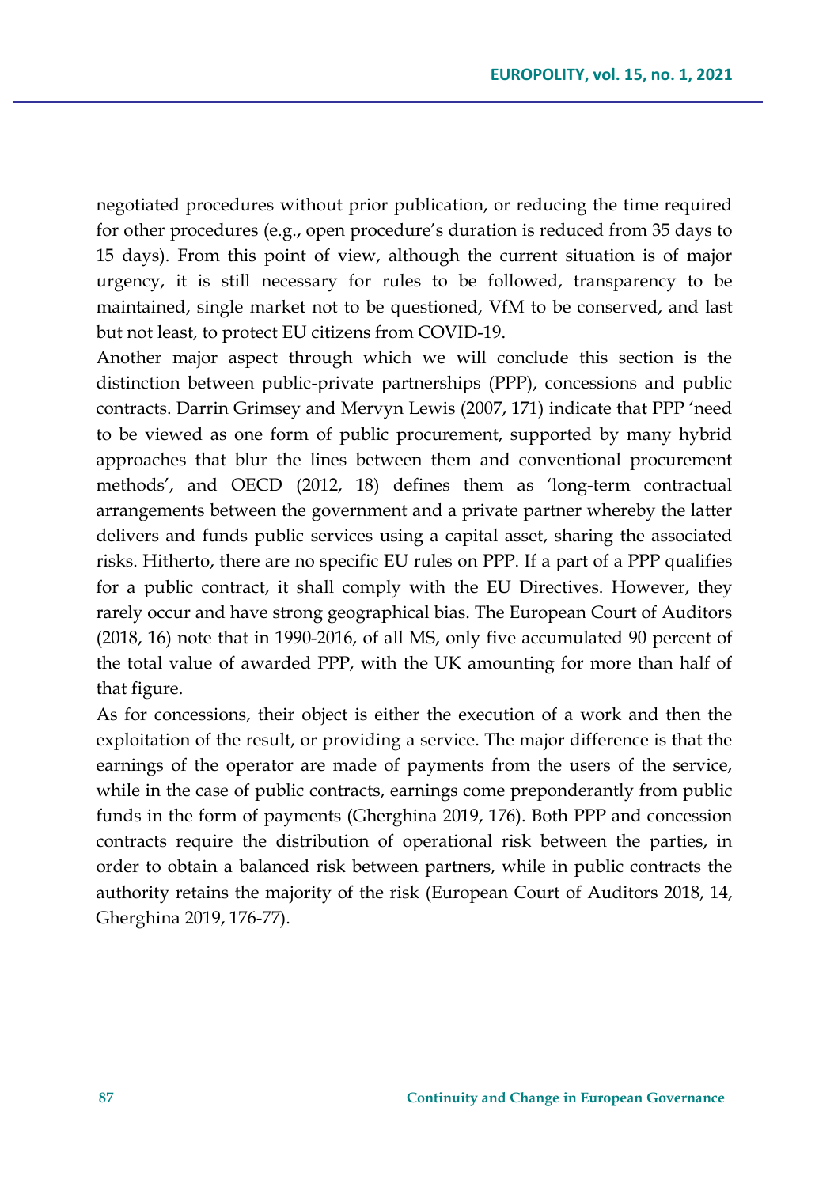negotiated procedures without prior publication, or reducing the time required for other procedures (e.g., open procedure's duration is reduced from 35 days to 15 days). From this point of view, although the current situation is of major urgency, it is still necessary for rules to be followed, transparency to be maintained, single market not to be questioned, VfM to be conserved, and last but not least, to protect EU citizens from COVID-19.

Another major aspect through which we will conclude this section is the distinction between public-private partnerships (PPP), concessions and public contracts. Darrin Grimsey and Mervyn Lewis (2007, 171) indicate that PPP 'need to be viewed as one form of public procurement, supported by many hybrid approaches that blur the lines between them and conventional procurement methods', and OECD (2012, 18) defines them as 'long-term contractual arrangements between the government and a private partner whereby the latter delivers and funds public services using a capital asset, sharing the associated risks. Hitherto, there are no specific EU rules on PPP. If a part of a PPP qualifies for a public contract, it shall comply with the EU Directives. However, they rarely occur and have strong geographical bias. The European Court of Auditors (2018, 16) note that in 1990-2016, of all MS, only five accumulated 90 percent of the total value of awarded PPP, with the UK amounting for more than half of that figure.

As for concessions, their object is either the execution of a work and then the exploitation of the result, or providing a service. The major difference is that the earnings of the operator are made of payments from the users of the service, while in the case of public contracts, earnings come preponderantly from public funds in the form of payments (Gherghina 2019, 176). Both PPP and concession contracts require the distribution of operational risk between the parties, in order to obtain a balanced risk between partners, while in public contracts the authority retains the majority of the risk (European Court of Auditors 2018, 14, Gherghina 2019, 176-77).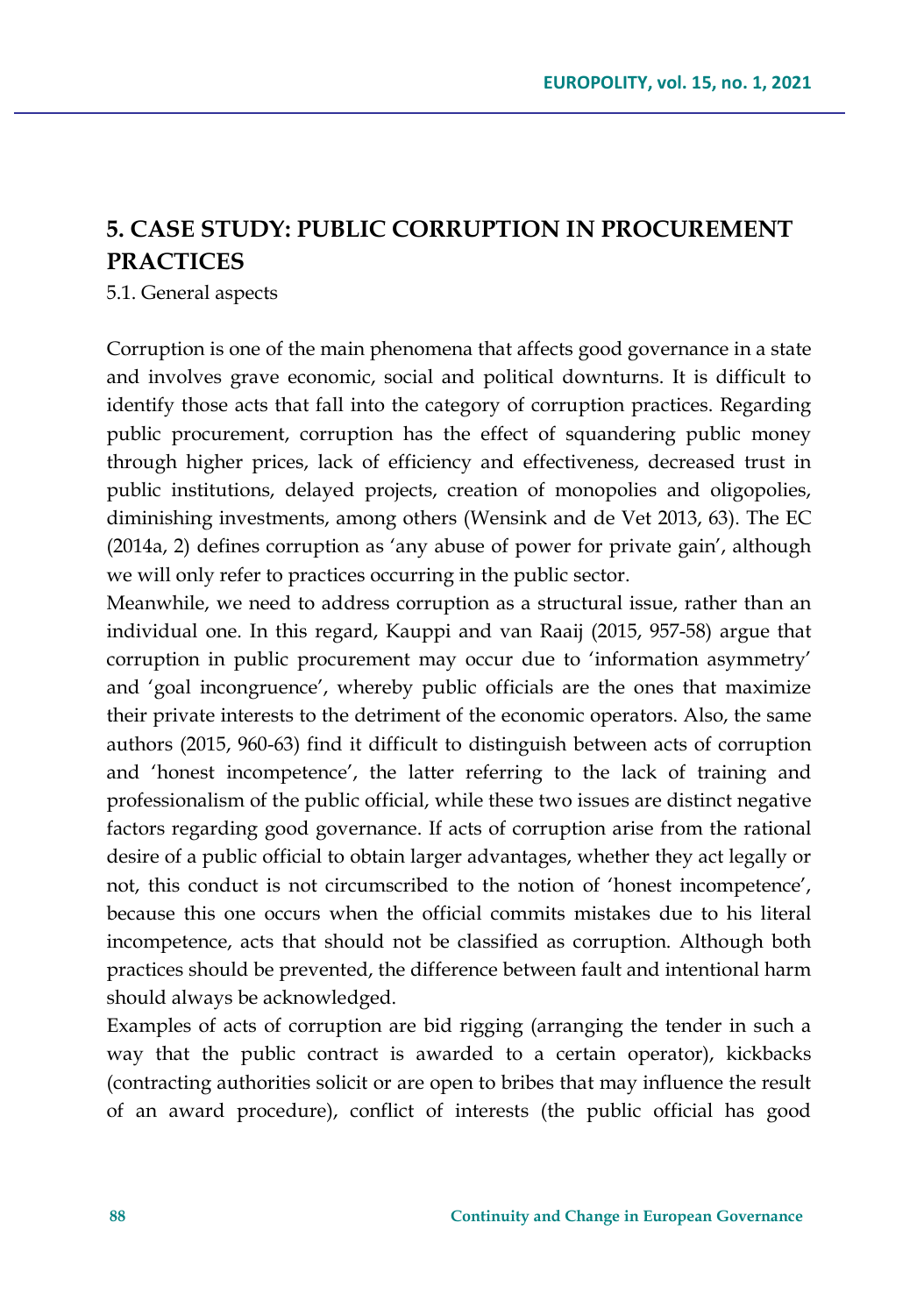## 5. CASE STUDY: PUBLIC CORRUPTION IN PROCUREMENT PRACTICES

5.1. General aspects

Corruption is one of the main phenomena that affects good governance in a state and involves grave economic, social and political downturns. It is difficult to identify those acts that fall into the category of corruption practices. Regarding public procurement, corruption has the effect of squandering public money through higher prices, lack of efficiency and effectiveness, decreased trust in public institutions, delayed projects, creation of monopolies and oligopolies, diminishing investments, among others (Wensink and de Vet 2013, 63). The EC (2014a, 2) defines corruption as 'any abuse of power for private gain', although we will only refer to practices occurring in the public sector.

Meanwhile, we need to address corruption as a structural issue, rather than an individual one. In this regard, Kauppi and van Raaij (2015, 957-58) argue that corruption in public procurement may occur due to 'information asymmetry' and 'goal incongruence', whereby public officials are the ones that maximize their private interests to the detriment of the economic operators. Also, the same authors (2015, 960-63) find it difficult to distinguish between acts of corruption and 'honest incompetence', the latter referring to the lack of training and professionalism of the public official, while these two issues are distinct negative factors regarding good governance. If acts of corruption arise from the rational desire of a public official to obtain larger advantages, whether they act legally or not, this conduct is not circumscribed to the notion of 'honest incompetence', because this one occurs when the official commits mistakes due to his literal incompetence, acts that should not be classified as corruption. Although both practices should be prevented, the difference between fault and intentional harm should always be acknowledged.

Examples of acts of corruption are bid rigging (arranging the tender in such a way that the public contract is awarded to a certain operator), kickbacks (contracting authorities solicit or are open to bribes that may influence the result of an award procedure), conflict of interests (the public official has good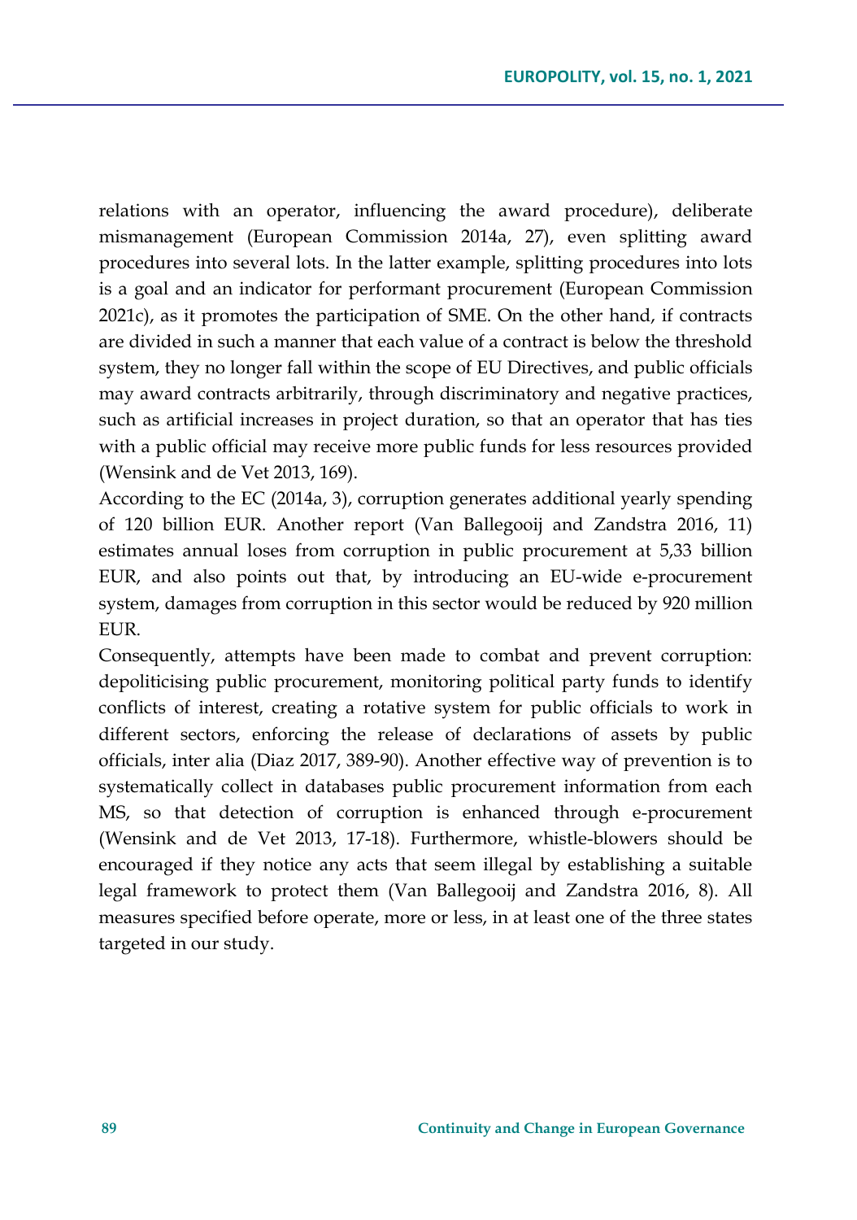relations with an operator, influencing the award procedure), deliberate mismanagement (European Commission 2014a, 27), even splitting award procedures into several lots. In the latter example, splitting procedures into lots is a goal and an indicator for performant procurement (European Commission 2021c), as it promotes the participation of SME. On the other hand, if contracts are divided in such a manner that each value of a contract is below the threshold system, they no longer fall within the scope of EU Directives, and public officials may award contracts arbitrarily, through discriminatory and negative practices, such as artificial increases in project duration, so that an operator that has ties with a public official may receive more public funds for less resources provided (Wensink and de Vet 2013, 169).

According to the EC (2014a, 3), corruption generates additional yearly spending of 120 billion EUR. Another report (Van Ballegooij and Zandstra 2016, 11) estimates annual loses from corruption in public procurement at 5,33 billion EUR, and also points out that, by introducing an EU-wide e-procurement system, damages from corruption in this sector would be reduced by 920 million EUR.

Consequently, attempts have been made to combat and prevent corruption: depoliticising public procurement, monitoring political party funds to identify conflicts of interest, creating a rotative system for public officials to work in different sectors, enforcing the release of declarations of assets by public officials, inter alia (Diaz 2017, 389-90). Another effective way of prevention is to systematically collect in databases public procurement information from each MS, so that detection of corruption is enhanced through e-procurement (Wensink and de Vet 2013, 17-18). Furthermore, whistle-blowers should be encouraged if they notice any acts that seem illegal by establishing a suitable legal framework to protect them (Van Ballegooij and Zandstra 2016, 8). All measures specified before operate, more or less, in at least one of the three states targeted in our study.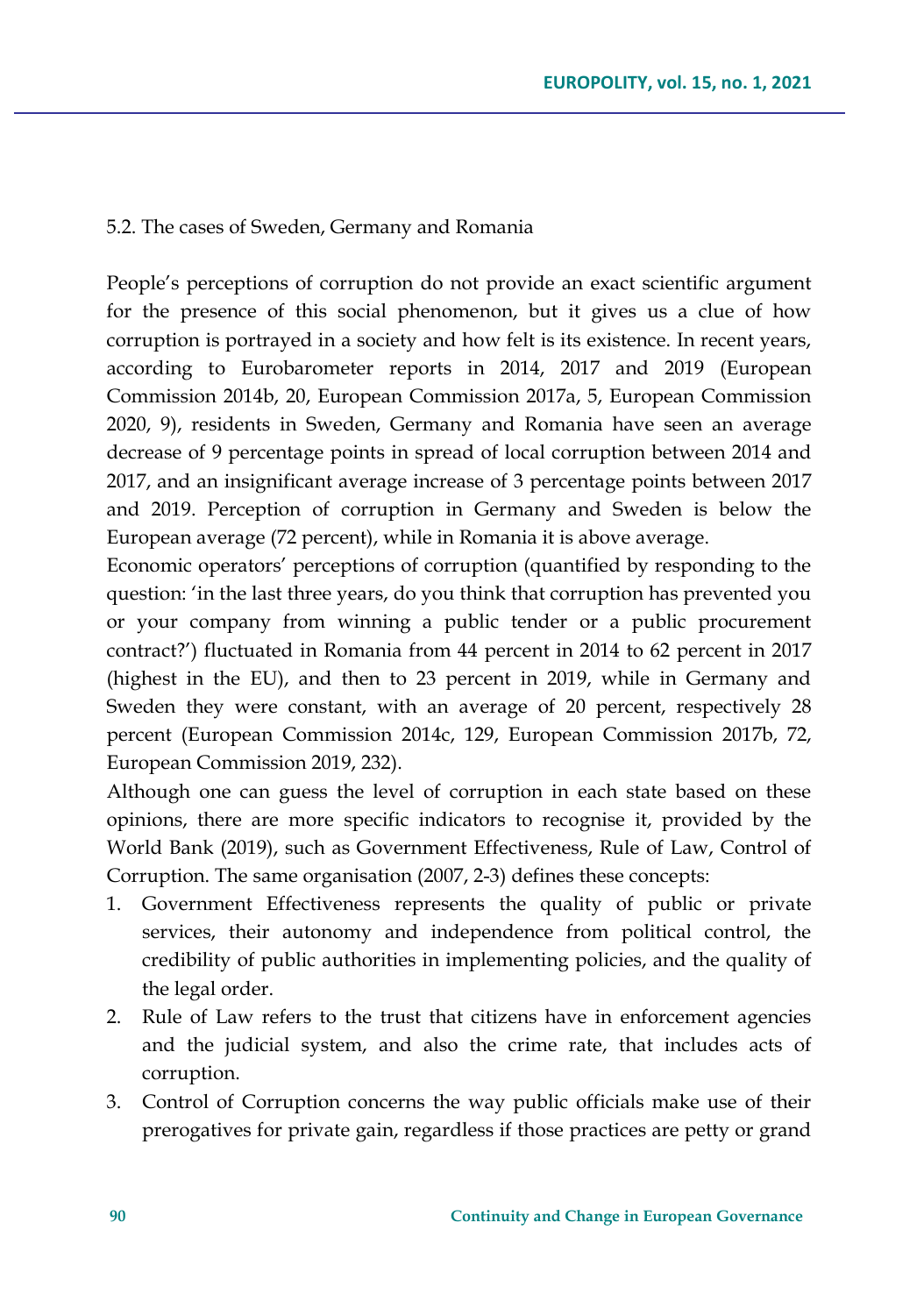### 5.2. The cases of Sweden, Germany and Romania

People's perceptions of corruption do not provide an exact scientific argument for the presence of this social phenomenon, but it gives us a clue of how corruption is portrayed in a society and how felt is its existence. In recent years, according to Eurobarometer reports in 2014, 2017 and 2019 (European Commission 2014b, 20, European Commission 2017a, 5, European Commission 2020, 9), residents in Sweden, Germany and Romania have seen an average decrease of 9 percentage points in spread of local corruption between 2014 and 2017, and an insignificant average increase of 3 percentage points between 2017 and 2019. Perception of corruption in Germany and Sweden is below the European average (72 percent), while in Romania it is above average.

Economic operators' perceptions of corruption (quantified by responding to the question: 'in the last three years, do you think that corruption has prevented you or your company from winning a public tender or a public procurement contract?') fluctuated in Romania from 44 percent in 2014 to 62 percent in 2017 (highest in the EU), and then to 23 percent in 2019, while in Germany and Sweden they were constant, with an average of 20 percent, respectively 28 percent (European Commission 2014c, 129, European Commission 2017b, 72, European Commission 2019, 232).

Although one can guess the level of corruption in each state based on these opinions, there are more specific indicators to recognise it, provided by the World Bank (2019), such as Government Effectiveness, Rule of Law, Control of Corruption. The same organisation (2007, 2-3) defines these concepts:

1. Government Effectiveness represents the quality of public or private services, their autonomy and independence from political control, the credibility of public authorities in implementing policies, and the quality of the legal order.
2. Rule of Law refers to the trust that citizens have in enforcement agencies and the judicial system, and also the crime rate, that includes acts of corruption.
3. Control of Corruption concerns the way public officials make use of their prerogatives for private gain, regardless if those practices are petty or grand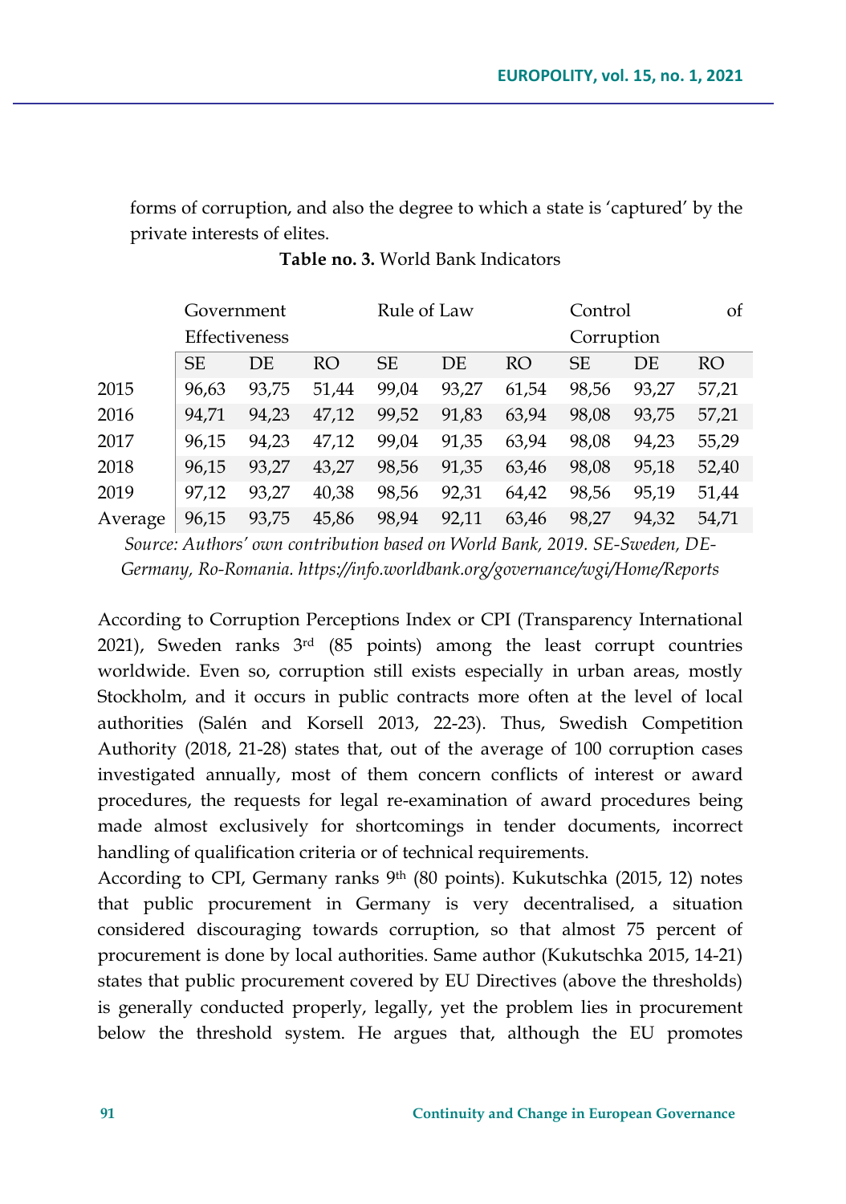forms of corruption, and also the degree to which a state is 'captured' by the private interests of elites.

**Table no. 3.** World Bank Indicators

| | Government Effectiveness | | | Rule of Law | | | Control of Corruption | | |
|---|---|---|---|---|---|---|---|---|---|
| | SE | DE | RO | SE | DE | RO | SE | DE | RO |
| 2015 | 96,63 | 93,75 | 51,44 | 99,04 | 93,27 | 61,54 | 98,56 | 93,27 | 57,21 |
| 2016 | 94,71 | 94,23 | 47,12 | 99,52 | 91,83 | 63,94 | 98,08 | 93,75 | 57,21 |
| 2017 | 96,15 | 94,23 | 47,12 | 99,04 | 91,35 | 63,94 | 98,08 | 94,23 | 55,29 |
| 2018 | 96,15 | 93,27 | 43,27 | 98,56 | 91,35 | 63,46 | 98,08 | 95,18 | 52,40 |
| 2019 | 97,12 | 93,27 | 40,38 | 98,56 | 92,31 | 64,42 | 98,56 | 95,19 | 51,44 |
| Average | 96,15 | 93,75 | 45,86 | 98,94 | 92,11 | 63,46 | 98,27 | 94,32 | 54,71 |

*Source: Authors' own contribution based on World Bank, 2019. SE-Sweden, DE-Germany, Ro-Romania. https://info.worldbank.org/governance/wgi/Home/Reports*

According to Corruption Perceptions Index or CPI (Transparency International 2021), Sweden ranks 3rd (85 points) among the least corrupt countries worldwide. Even so, corruption still exists especially in urban areas, mostly Stockholm, and it occurs in public contracts more often at the level of local authorities (Salén and Korsell 2013, 22-23). Thus, Swedish Competition Authority (2018, 21-28) states that, out of the average of 100 corruption cases investigated annually, most of them concern conflicts of interest or award procedures, the requests for legal re-examination of award procedures being made almost exclusively for shortcomings in tender documents, incorrect handling of qualification criteria or of technical requirements.

According to CPI, Germany ranks 9th (80 points). Kukutschka (2015, 12) notes that public procurement in Germany is very decentralised, a situation considered discouraging towards corruption, so that almost 75 percent of procurement is done by local authorities. Same author (Kukutschka 2015, 14-21) states that public procurement covered by EU Directives (above the thresholds) is generally conducted properly, legally, yet the problem lies in procurement below the threshold system. He argues that, although the EU promotes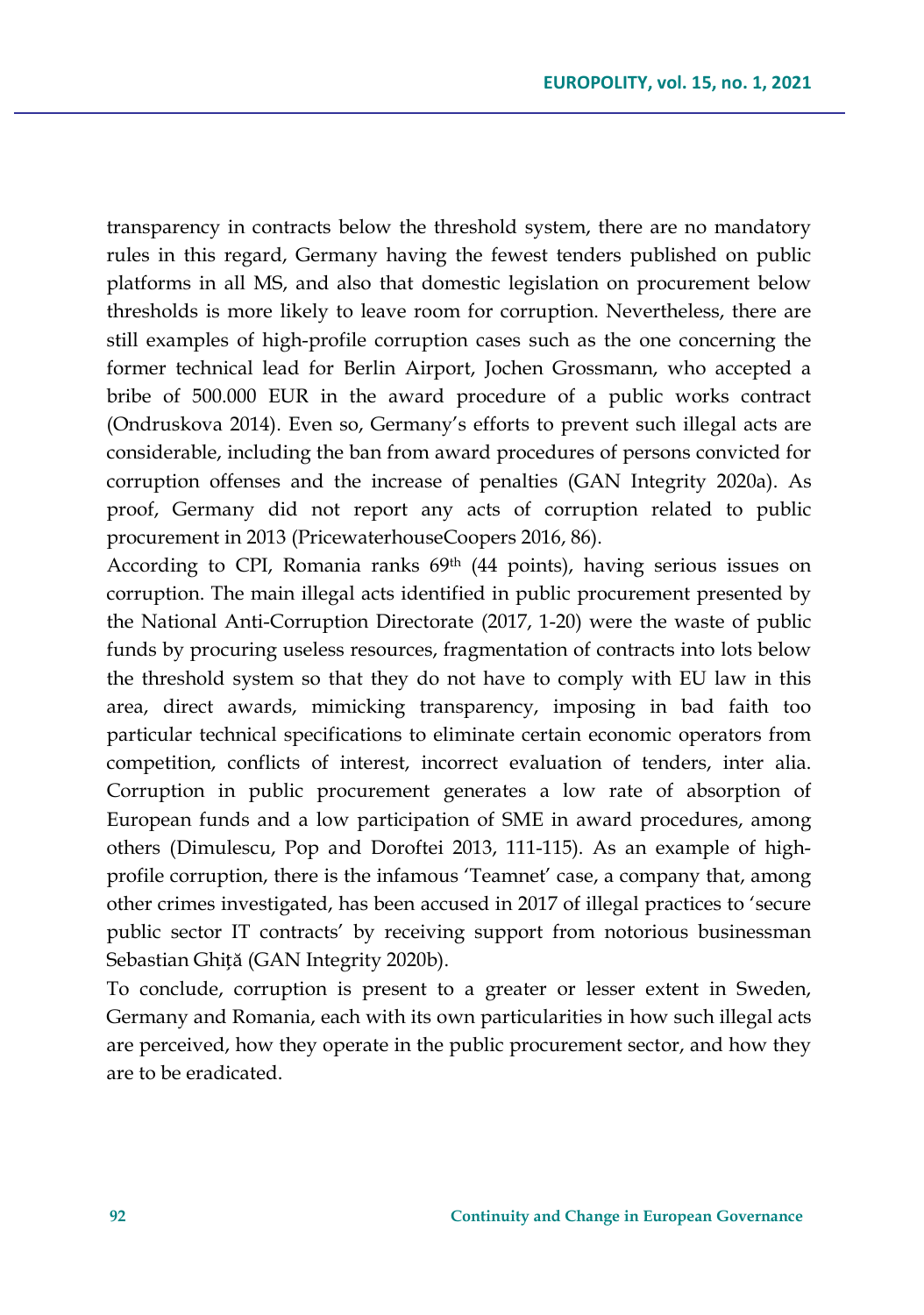transparency in contracts below the threshold system, there are no mandatory rules in this regard, Germany having the fewest tenders published on public platforms in all MS, and also that domestic legislation on procurement below thresholds is more likely to leave room for corruption. Nevertheless, there are still examples of high-profile corruption cases such as the one concerning the former technical lead for Berlin Airport, Jochen Grossmann, who accepted a bribe of 500.000 EUR in the award procedure of a public works contract (Ondruskova 2014). Even so, Germany's efforts to prevent such illegal acts are considerable, including the ban from award procedures of persons convicted for corruption offenses and the increase of penalties (GAN Integrity 2020a). As proof, Germany did not report any acts of corruption related to public procurement in 2013 (PricewaterhouseCoopers 2016, 86).

According to CPI, Romania ranks 69th (44 points), having serious issues on corruption. The main illegal acts identified in public procurement presented by the National Anti-Corruption Directorate (2017, 1-20) were the waste of public funds by procuring useless resources, fragmentation of contracts into lots below the threshold system so that they do not have to comply with EU law in this area, direct awards, mimicking transparency, imposing in bad faith too particular technical specifications to eliminate certain economic operators from competition, conflicts of interest, incorrect evaluation of tenders, inter alia. Corruption in public procurement generates a low rate of absorption of European funds and a low participation of SME in award procedures, among others (Dimulescu, Pop and Doroftei 2013, 111-115). As an example of high-profile corruption, there is the infamous 'Teamnet' case, a company that, among other crimes investigated, has been accused in 2017 of illegal practices to 'secure public sector IT contracts' by receiving support from notorious businessman Sebastian Ghiță (GAN Integrity 2020b).

To conclude, corruption is present to a greater or lesser extent in Sweden, Germany and Romania, each with its own particularities in how such illegal acts are perceived, how they operate in the public procurement sector, and how they are to be eradicated.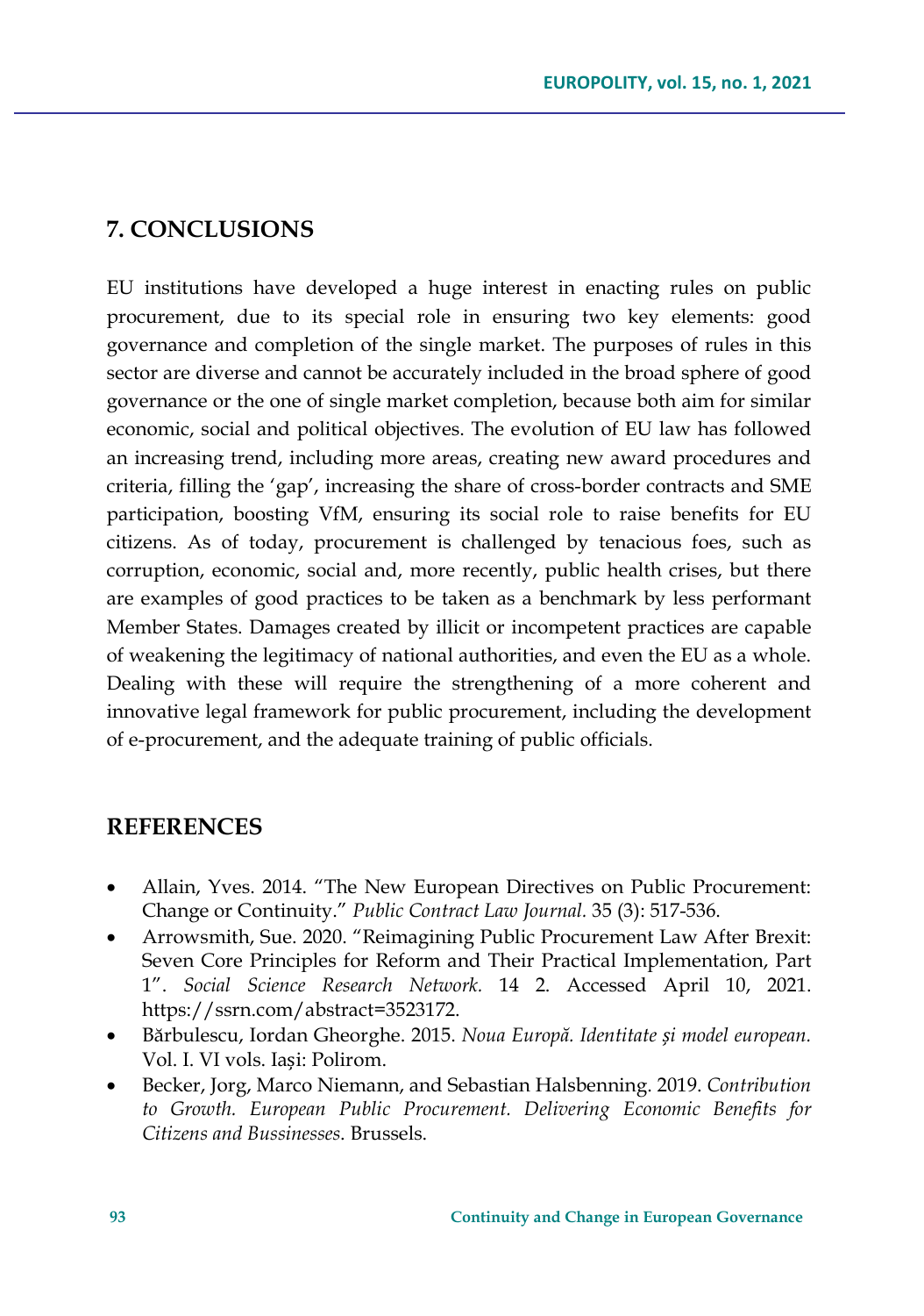## 7. CONCLUSIONS

EU institutions have developed a huge interest in enacting rules on public procurement, due to its special role in ensuring two key elements: good governance and completion of the single market. The purposes of rules in this sector are diverse and cannot be accurately included in the broad sphere of good governance or the one of single market completion, because both aim for similar economic, social and political objectives. The evolution of EU law has followed an increasing trend, including more areas, creating new award procedures and criteria, filling the 'gap', increasing the share of cross-border contracts and SME participation, boosting VfM, ensuring its social role to raise benefits for EU citizens. As of today, procurement is challenged by tenacious foes, such as corruption, economic, social and, more recently, public health crises, but there are examples of good practices to be taken as a benchmark by less performant Member States. Damages created by illicit or incompetent practices are capable of weakening the legitimacy of national authorities, and even the EU as a whole. Dealing with these will require the strengthening of a more coherent and innovative legal framework for public procurement, including the development of e-procurement, and the adequate training of public officials.

## REFERENCES

- Allain, Yves. 2014. "The New European Directives on Public Procurement: Change or Continuity." *Public Contract Law Journal.* 35 (3): 517-536.
- Arrowsmith, Sue. 2020. "Reimagining Public Procurement Law After Brexit: Seven Core Principles for Reform and Their Practical Implementation, Part 1". *Social Science Research Network.* 14 2. Accessed April 10, 2021. https://ssrn.com/abstract=3523172.
- Bărbulescu, Iordan Gheorghe. 2015. *Noua Europă. Identitate și model european.* Vol. I. VI vols. Iași: Polirom.
- Becker, Jorg, Marco Niemann, and Sebastian Halsbenning. 2019. *Contribution to Growth. European Public Procurement. Delivering Economic Benefits for Citizens and Bussinesses.* Brussels.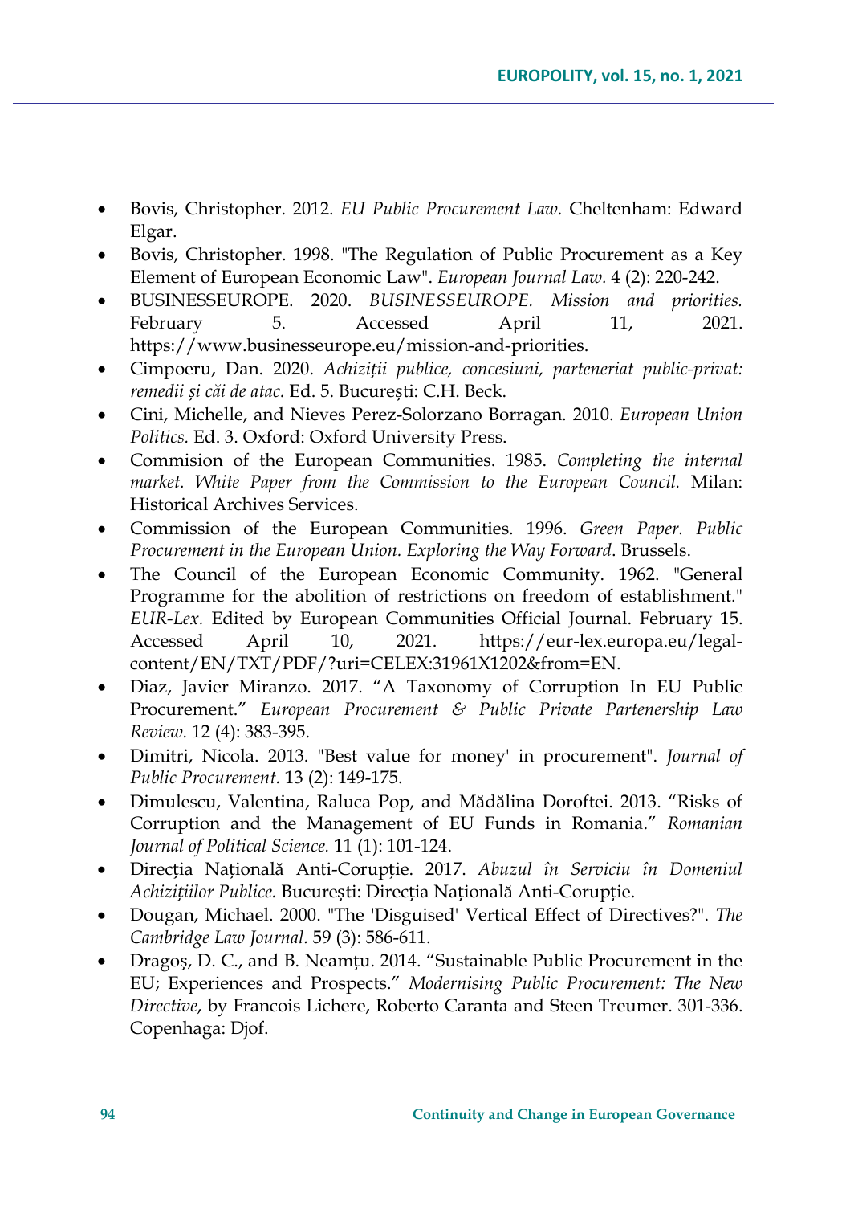- Bovis, Christopher. 2012. *EU Public Procurement Law.* Cheltenham: Edward Elgar.
- Bovis, Christopher. 1998. "The Regulation of Public Procurement as a Key Element of European Economic Law". *European Journal Law.* 4 (2): 220-242.
- BUSINESSEUROPE. 2020. *BUSINESSEUROPE. Mission and priorities.* February 5. Accessed April 11, 2021. https://www.businesseurope.eu/mission-and-priorities.
- Cimpoeru, Dan. 2020. *Achiziții publice, concesiuni, parteneriat public-privat: remedii și căi de atac.* Ed. 5. București: C.H. Beck.
- Cini, Michelle, and Nieves Perez-Solorzano Borragan. 2010. *European Union Politics.* Ed. 3. Oxford: Oxford University Press.
- Commision of the European Communities. 1985. *Completing the internal market. White Paper from the Commission to the European Council.* Milan: Historical Archives Services.
- Commission of the European Communities. 1996. *Green Paper. Public Procurement in the European Union. Exploring the Way Forward*. Brussels.
- The Council of the European Economic Community. 1962. "General Programme for the abolition of restrictions on freedom of establishment." *EUR-Lex.* Edited by European Communities Official Journal. February 15. Accessed April 10, 2021. https://eur-lex.europa.eu/legal-content/EN/TXT/PDF/?uri=CELEX:31961X1202&from=EN.
- Diaz, Javier Miranzo. 2017. "A Taxonomy of Corruption In EU Public Procurement." *European Procurement & Public Private Partenership Law Review.* 12 (4): 383-395.
- Dimitri, Nicola. 2013. "Best value for money' in procurement". *Journal of Public Procurement.* 13 (2): 149-175.
- Dimulescu, Valentina, Raluca Pop, and Mădălina Doroftei. 2013. "Risks of Corruption and the Management of EU Funds in Romania." *Romanian Journal of Political Science.* 11 (1): 101-124.
- Direcția Națională Anti-Corupție. 2017. *Abuzul în Serviciu în Domeniul Achizițiilor Publice.* București: Direcția Națională Anti-Corupție.
- Dougan, Michael. 2000. "The 'Disguised' Vertical Effect of Directives?". *The Cambridge Law Journal.* 59 (3): 586-611.
- Dragoș, D. C., and B. Neamțu. 2014. "Sustainable Public Procurement in the EU; Experiences and Prospects." *Modernising Public Procurement: The New Directive*, by Francois Lichere, Roberto Caranta and Steen Treumer. 301-336. Copenhaga: Djof.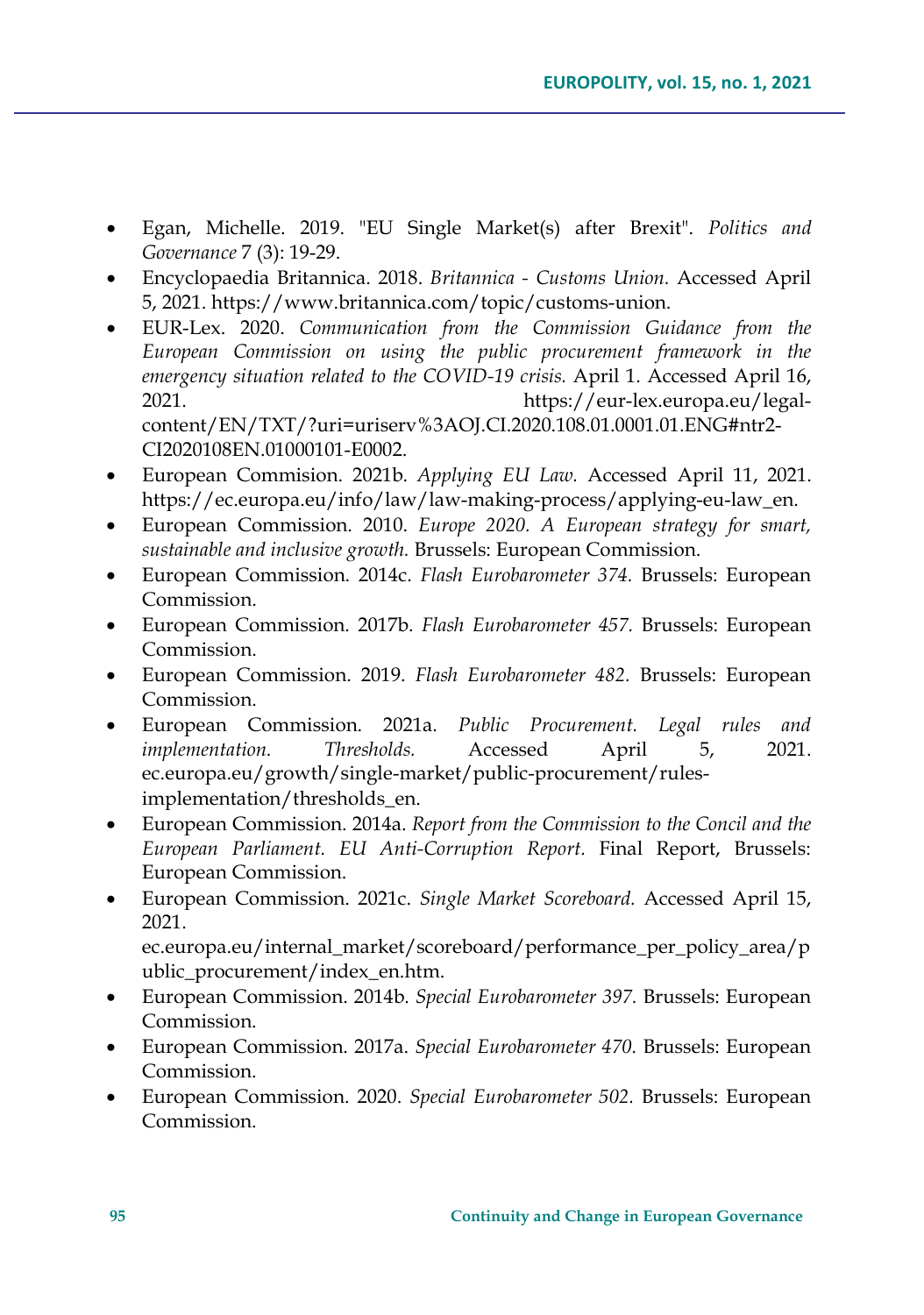- Egan, Michelle. 2019. "EU Single Market(s) after Brexit". *Politics and Governance* 7 (3): 19-29.
- Encyclopaedia Britannica. 2018. *Britannica - Customs Union.* Accessed April 5, 2021. https://www.britannica.com/topic/customs-union.
- EUR-Lex. 2020. *Communication from the Commission Guidance from the European Commission on using the public procurement framework in the emergency situation related to the COVID-19 crisis.* April 1. Accessed April 16, 2021. https://eur-lex.europa.eu/legal-content/EN/TXT/?uri=uriserv%3AOJ.CI.2020.108.01.0001.01.ENG#ntr2-CI2020108EN.01000101-E0002.
- European Commision. 2021b. *Applying EU Law.* Accessed April 11, 2021. https://ec.europa.eu/info/law/law-making-process/applying-eu-law_en.
- European Commission. 2010. *Europe 2020. A European strategy for smart, sustainable and inclusive growth.* Brussels: European Commission.
- European Commission. 2014c. *Flash Eurobarometer 374.* Brussels: European Commission.
- European Commission. 2017b. *Flash Eurobarometer 457.* Brussels: European Commission.
- European Commission. 2019. *Flash Eurobarometer 482.* Brussels: European Commission.
- European Commission. 2021a. *Public Procurement. Legal rules and implementation. Thresholds.* Accessed April 5, 2021. ec.europa.eu/growth/single-market/public-procurement/rules-implementation/thresholds_en.
- European Commission. 2014a. *Report from the Commission to the Concil and the European Parliament. EU Anti-Corruption Report.* Final Report, Brussels: European Commission.
- European Commission. 2021c. *Single Market Scoreboard.* Accessed April 15, 2021. ec.europa.eu/internal_market/scoreboard/performance_per_policy_area/public_procurement/index_en.htm.
- European Commission. 2014b. *Special Eurobarometer 397.* Brussels: European Commission.
- European Commission. 2017a. *Special Eurobarometer 470.* Brussels: European Commission.
- European Commission. 2020. *Special Eurobarometer 502.* Brussels: European Commission.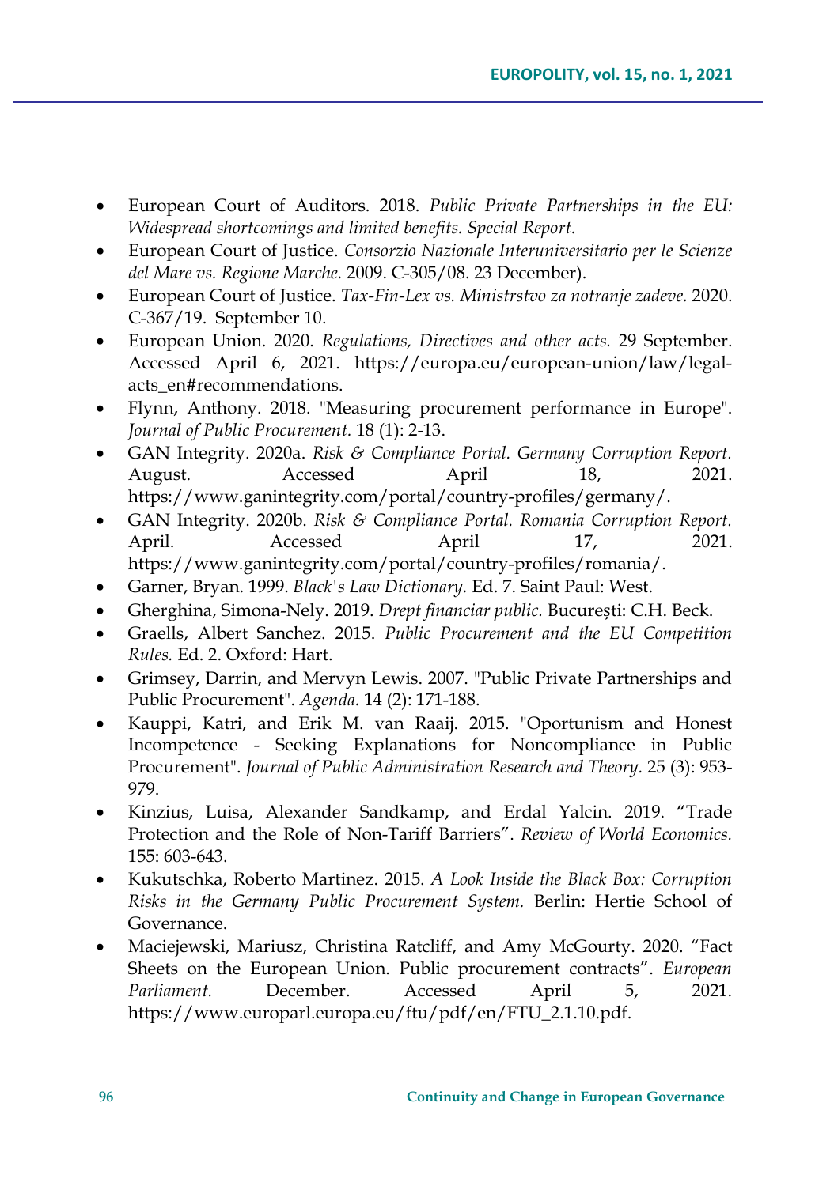- European Court of Auditors. 2018. *Public Private Partnerships in the EU: Widespread shortcomings and limited benefits. Special Report*.
- European Court of Justice. *Consorzio Nazionale Interuniversitario per le Scienze del Mare vs. Regione Marche.* 2009. C-305/08. 23 December).
- European Court of Justice. *Tax-Fin-Lex vs. Ministrstvo za notranje zadeve.* 2020. C-367/19. September 10.
- European Union. 2020. *Regulations, Directives and other acts.* 29 September. Accessed April 6, 2021. https://europa.eu/european-union/law/legal-acts_en#recommendations.
- Flynn, Anthony. 2018. "Measuring procurement performance in Europe". *Journal of Public Procurement.* 18 (1): 2-13.
- GAN Integrity. 2020a. *Risk & Compliance Portal. Germany Corruption Report.* August. Accessed April 18, 2021. https://www.ganintegrity.com/portal/country-profiles/germany/.
- GAN Integrity. 2020b. *Risk & Compliance Portal. Romania Corruption Report.* April. Accessed April 17, 2021. https://www.ganintegrity.com/portal/country-profiles/romania/.
- Garner, Bryan. 1999. *Black's Law Dictionary.* Ed. 7. Saint Paul: West.
- Gherghina, Simona-Nely. 2019. *Drept financiar public.* București: C.H. Beck.
- Graells, Albert Sanchez. 2015. *Public Procurement and the EU Competition Rules.* Ed. 2. Oxford: Hart.
- Grimsey, Darrin, and Mervyn Lewis. 2007. "Public Private Partnerships and Public Procurement". *Agenda.* 14 (2): 171-188.
- Kauppi, Katri, and Erik M. van Raaij. 2015. "Oportunism and Honest Incompetence - Seeking Explanations for Noncompliance in Public Procurement". *Journal of Public Administration Research and Theory.* 25 (3): 953-979.
- Kinzius, Luisa, Alexander Sandkamp, and Erdal Yalcin. 2019. "Trade Protection and the Role of Non-Tariff Barriers". *Review of World Economics.* 155: 603-643.
- Kukutschka, Roberto Martinez. 2015. *A Look Inside the Black Box: Corruption Risks in the Germany Public Procurement System.* Berlin: Hertie School of Governance.
- Maciejewski, Mariusz, Christina Ratcliff, and Amy McGourty. 2020. "Fact Sheets on the European Union. Public procurement contracts". *European Parliament.* December. Accessed April 5, 2021. https://www.europarl.europa.eu/ftu/pdf/en/FTU_2.1.10.pdf.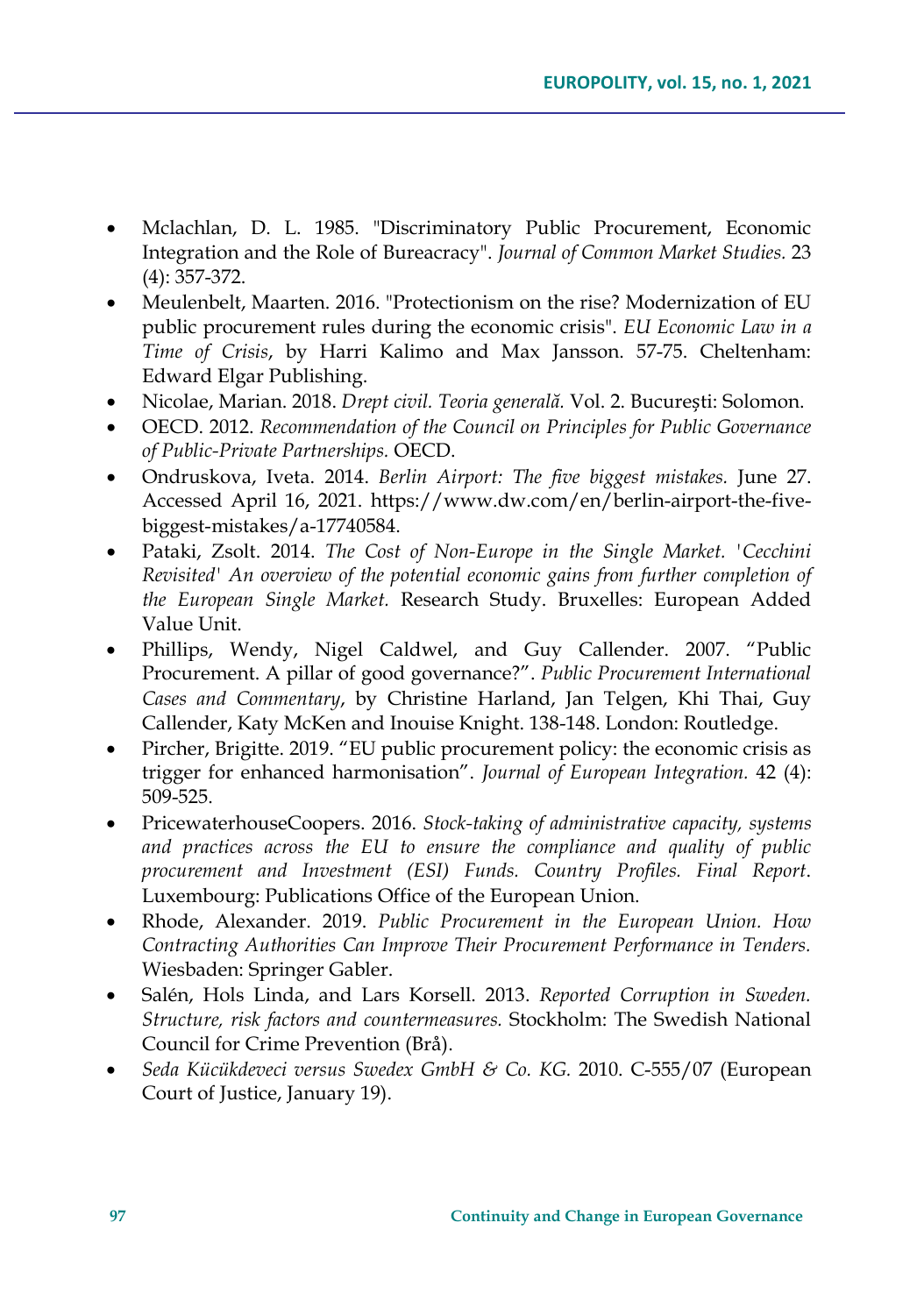- Mclachlan, D. L. 1985. "Discriminatory Public Procurement, Economic Integration and the Role of Bureacracy". *Journal of Common Market Studies.* 23 (4): 357-372.
- Meulenbelt, Maarten. 2016. "Protectionism on the rise? Modernization of EU public procurement rules during the economic crisis". *EU Economic Law in a Time of Crisis*, by Harri Kalimo and Max Jansson. 57-75. Cheltenham: Edward Elgar Publishing.
- Nicolae, Marian. 2018. *Drept civil. Teoria generală.* Vol. 2. București: Solomon.
- OECD. 2012. *Recommendation of the Council on Principles for Public Governance of Public-Private Partnerships.* OECD.
- Ondruskova, Iveta. 2014. *Berlin Airport: The five biggest mistakes.* June 27. Accessed April 16, 2021. https://www.dw.com/en/berlin-airport-the-five-biggest-mistakes/a-17740584.
- Pataki, Zsolt. 2014. *The Cost of Non-Europe in the Single Market. 'Cecchini Revisited' An overview of the potential economic gains from further completion of the European Single Market.* Research Study. Bruxelles: European Added Value Unit.
- Phillips, Wendy, Nigel Caldwel, and Guy Callender. 2007. "Public Procurement. A pillar of good governance?". *Public Procurement International Cases and Commentary*, by Christine Harland, Jan Telgen, Khi Thai, Guy Callender, Katy McKen and Inouise Knight. 138-148. London: Routledge.
- Pircher, Brigitte. 2019. "EU public procurement policy: the economic crisis as trigger for enhanced harmonisation". *Journal of European Integration.* 42 (4): 509-525.
- PricewaterhouseCoopers. 2016. *Stock-taking of administrative capacity, systems and practices across the EU to ensure the compliance and quality of public procurement and Investment (ESI) Funds. Country Profiles. Final Report*. Luxembourg: Publications Office of the European Union.
- Rhode, Alexander. 2019. *Public Procurement in the European Union. How Contracting Authorities Can Improve Their Procurement Performance in Tenders.* Wiesbaden: Springer Gabler.
- Salén, Hols Linda, and Lars Korsell. 2013. *Reported Corruption in Sweden. Structure, risk factors and countermeasures.* Stockholm: The Swedish National Council for Crime Prevention (Brå).
- *Seda Kücükdeveci versus Swedex GmbH & Co. KG.* 2010. C-555/07 (European Court of Justice, January 19).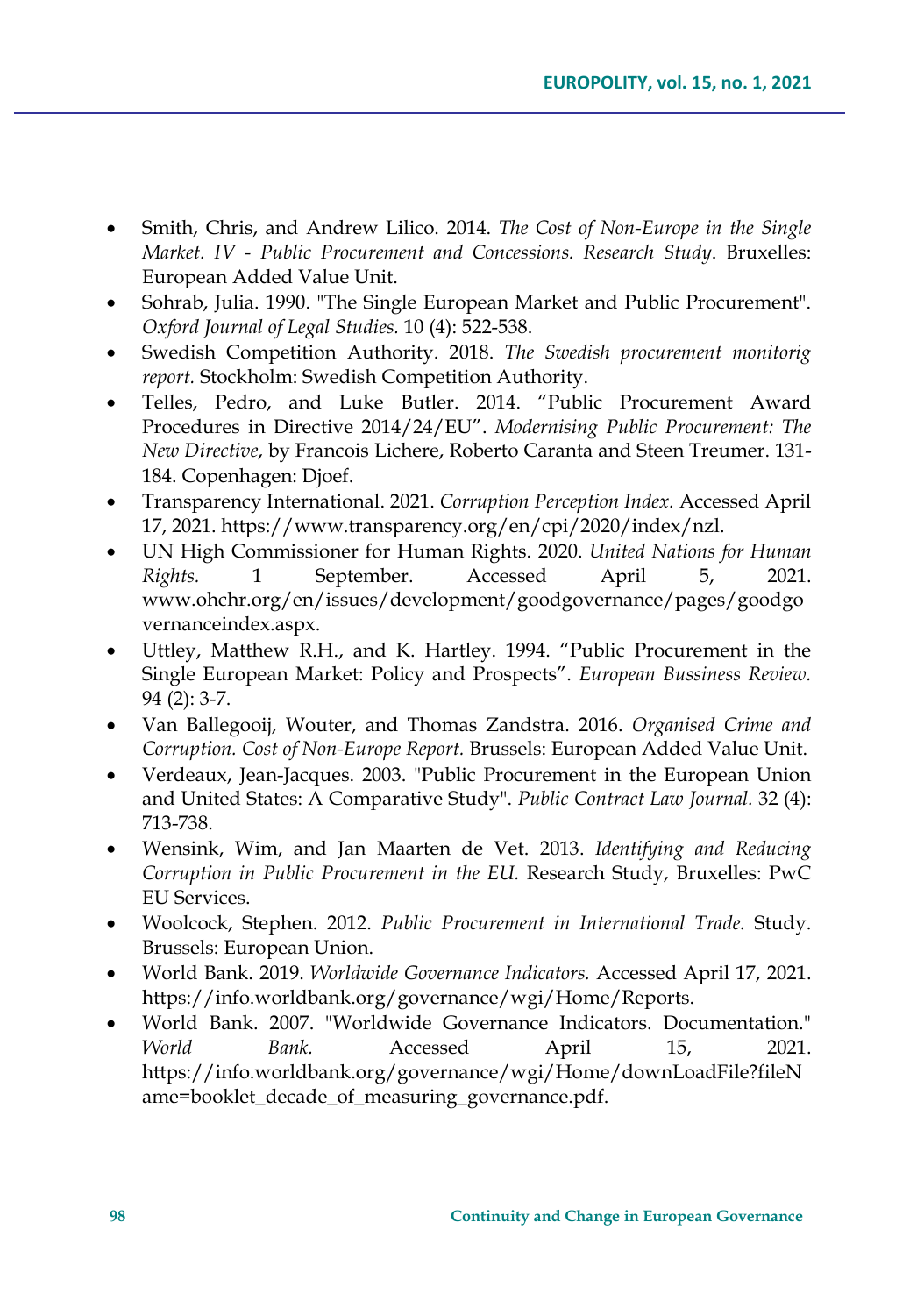- Smith, Chris, and Andrew Lilico. 2014. *The Cost of Non-Europe in the Single Market. IV - Public Procurement and Concessions. Research Study*. Bruxelles: European Added Value Unit.
- Sohrab, Julia. 1990. "The Single European Market and Public Procurement". *Oxford Journal of Legal Studies.* 10 (4): 522-538.
- Swedish Competition Authority. 2018. *The Swedish procurement monitorig report.* Stockholm: Swedish Competition Authority.
- Telles, Pedro, and Luke Butler. 2014. "Public Procurement Award Procedures in Directive 2014/24/EU". *Modernising Public Procurement: The New Directive*, by Francois Lichere, Roberto Caranta and Steen Treumer. 131-184. Copenhagen: Djoef.
- Transparency International. 2021. *Corruption Perception Index.* Accessed April 17, 2021. https://www.transparency.org/en/cpi/2020/index/nzl.
- UN High Commissioner for Human Rights. 2020. *United Nations for Human Rights.* 1 September. Accessed April 5, 2021. www.ohchr.org/en/issues/development/goodgovernance/pages/goodgovernanceindex.aspx.
- Uttley, Matthew R.H., and K. Hartley. 1994. "Public Procurement in the Single European Market: Policy and Prospects". *European Bussiness Review.* 94 (2): 3-7.
- Van Ballegooij, Wouter, and Thomas Zandstra. 2016. *Organised Crime and Corruption. Cost of Non-Europe Report.* Brussels: European Added Value Unit.
- Verdeaux, Jean-Jacques. 2003. "Public Procurement in the European Union and United States: A Comparative Study". *Public Contract Law Journal.* 32 (4): 713-738.
- Wensink, Wim, and Jan Maarten de Vet. 2013. *Identifying and Reducing Corruption in Public Procurement in the EU.* Research Study, Bruxelles: PwC EU Services.
- Woolcock, Stephen. 2012. *Public Procurement in International Trade.* Study. Brussels: European Union.
- World Bank. 2019. *Worldwide Governance Indicators.* Accessed April 17, 2021. https://info.worldbank.org/governance/wgi/Home/Reports.
- World Bank. 2007. "Worldwide Governance Indicators. Documentation." *World Bank.* Accessed April 15, 2021. https://info.worldbank.org/governance/wgi/Home/downLoadFile?fileName=booklet_decade_of_measuring_governance.pdf.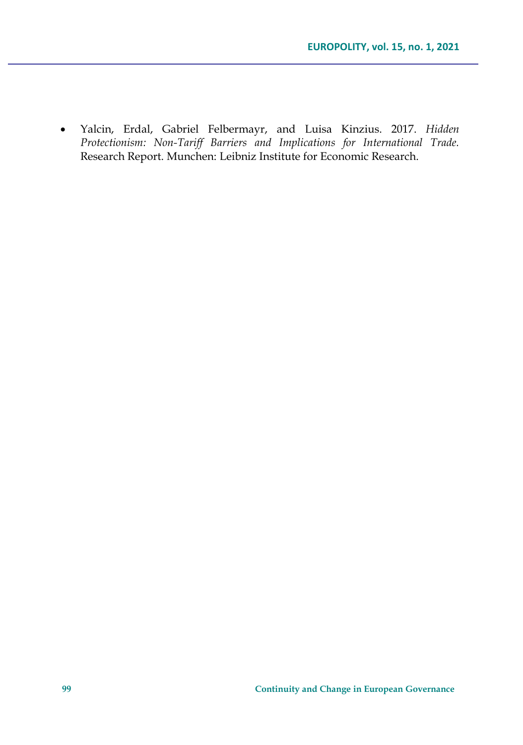- Yalcin, Erdal, Gabriel Felbermayr, and Luisa Kinzius. 2017. *Hidden Protectionism: Non-Tariff Barriers and Implications for International Trade.* Research Report. Munchen: Leibniz Institute for Economic Research.